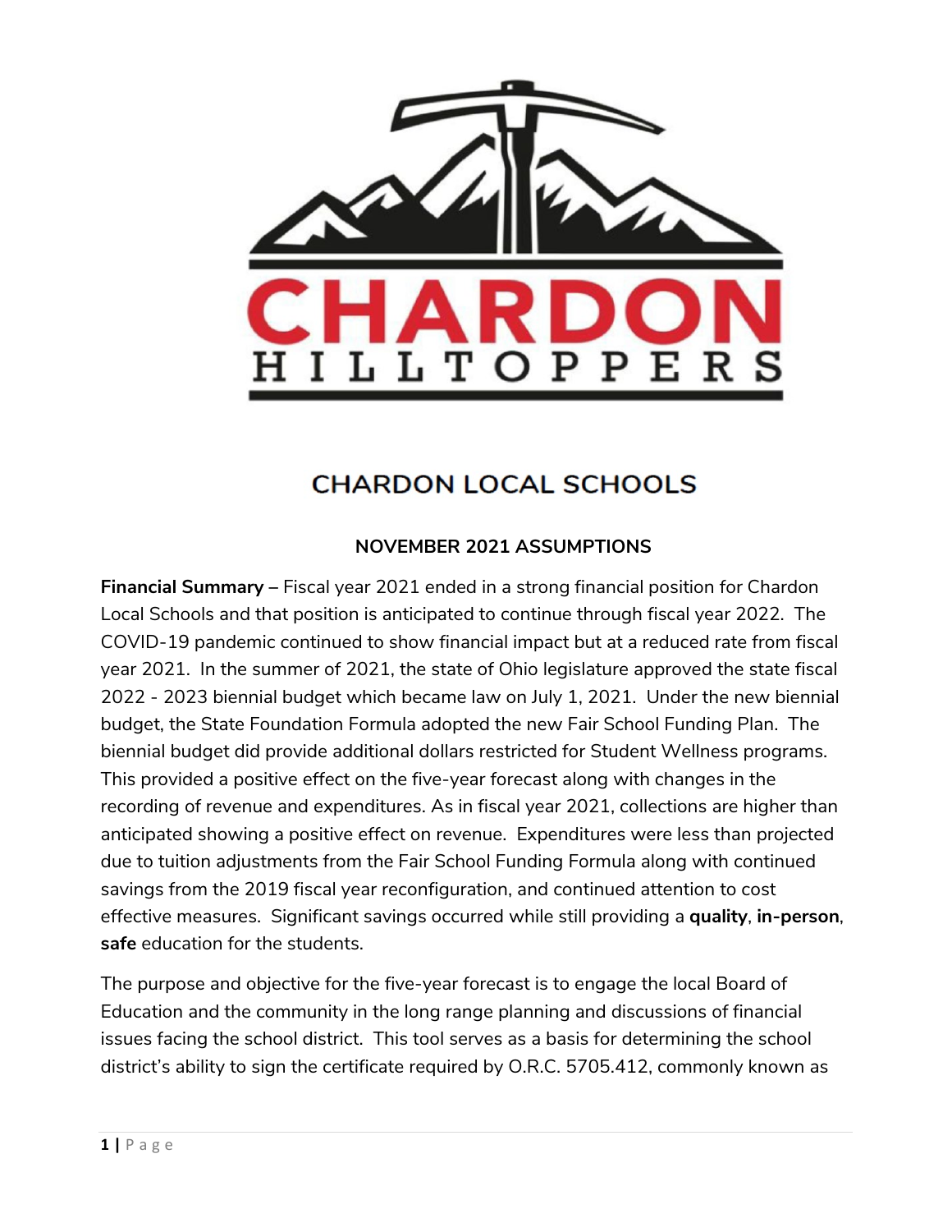# CHARDON HILLTOPPERS

## CHARDON LOCAL SCHOOLS

### NOVEMBER 2021 ASSUMPTIONS

**Financial Summary –** Fiscal year 2021 ended in a strong financial position for Chardon Local Schools and that position is anticipated to continue through fiscal year 2022. The COVID-19 pandemic continued to show financial impact but at a reduced rate from fiscal year 2021. In the summer of 2021, the state of Ohio legislature approved the state fiscal 2022 - 2023 biennial budget which became law on July 1, 2021. Under the new biennial budget, the State Foundation Formula adopted the new Fair School Funding Plan. The biennial budget did provide additional dollars restricted for Student Wellness programs. This provided a positive effect on the five-year forecast along with changes in the recording of revenue and expenditures. As in fiscal year 2021, collections are higher than anticipated showing a positive effect on revenue. Expenditures were less than projected due to tuition adjustments from the Fair School Funding Formula along with continued savings from the 2019 fiscal year reconfiguration, and continued attention to cost effective measures. Significant savings occurred while still providing a **quality**, **in-person**, **safe** education for the students.

The purpose and objective for the five-year forecast is to engage the local Board of Education and the community in the long range planning and discussions of financial issues facing the school district. This tool serves as a basis for determining the school district's ability to sign the certificate required by O.R.C. 5705.412, commonly known as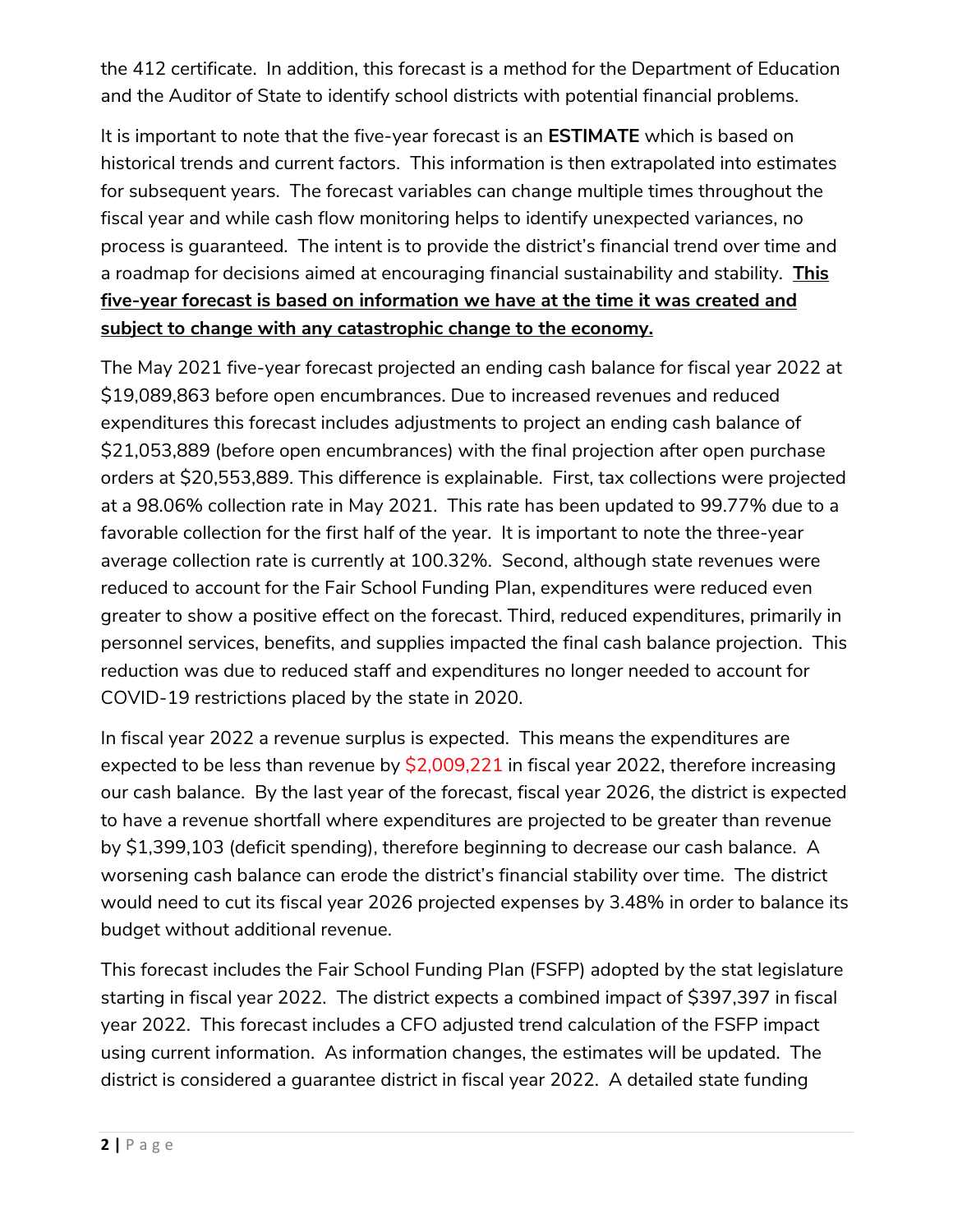the 412 certificate. In addition, this forecast is a method for the Department of Education and the Auditor of State to identify school districts with potential financial problems.

It is important to note that the five-year forecast is an **ESTIMATE** which is based on historical trends and current factors. This information is then extrapolated into estimates for subsequent years. The forecast variables can change multiple times throughout the fiscal year and while cash flow monitoring helps to identify unexpected variances, no process is guaranteed. The intent is to provide the district's financial trend over time and a roadmap for decisions aimed at encouraging financial sustainability and stability. **<u>This five-year forecast is based on information we have at the time it was created and subject to change with any catastrophic change to the economy.</u>**

The May 2021 five-year forecast projected an ending cash balance for fiscal year 2022 at $19,089,863 before open encumbrances. Due to increased revenues and reduced expenditures this forecast includes adjustments to project an ending cash balance of $21,053,889 (before open encumbrances) with the final projection after open purchase orders at $20,553,889. This difference is explainable. First, tax collections were projected at a 98.06% collection rate in May 2021. This rate has been updated to 99.77% due to a favorable collection for the first half of the year. It is important to note the three-year average collection rate is currently at 100.32%. Second, although state revenues were reduced to account for the Fair School Funding Plan, expenditures were reduced even greater to show a positive effect on the forecast. Third, reduced expenditures, primarily in personnel services, benefits, and supplies impacted the final cash balance projection. This reduction was due to reduced staff and expenditures no longer needed to account for COVID-19 restrictions placed by the state in 2020.

In fiscal year 2022 a revenue surplus is expected. This means the expenditures are expected to be less than revenue by $2,009,221 in fiscal year 2022, therefore increasing our cash balance. By the last year of the forecast, fiscal year 2026, the district is expected to have a revenue shortfall where expenditures are projected to be greater than revenue by $1,399,103 (deficit spending), therefore beginning to decrease our cash balance. A worsening cash balance can erode the district's financial stability over time. The district would need to cut its fiscal year 2026 projected expenses by 3.48% in order to balance its budget without additional revenue.

This forecast includes the Fair School Funding Plan (FSFP) adopted by the stat legislature starting in fiscal year 2022. The district expects a combined impact of $397,397 in fiscal year 2022. This forecast includes a CFO adjusted trend calculation of the FSFP impact using current information. As information changes, the estimates will be updated. The district is considered a guarantee district in fiscal year 2022. A detailed state funding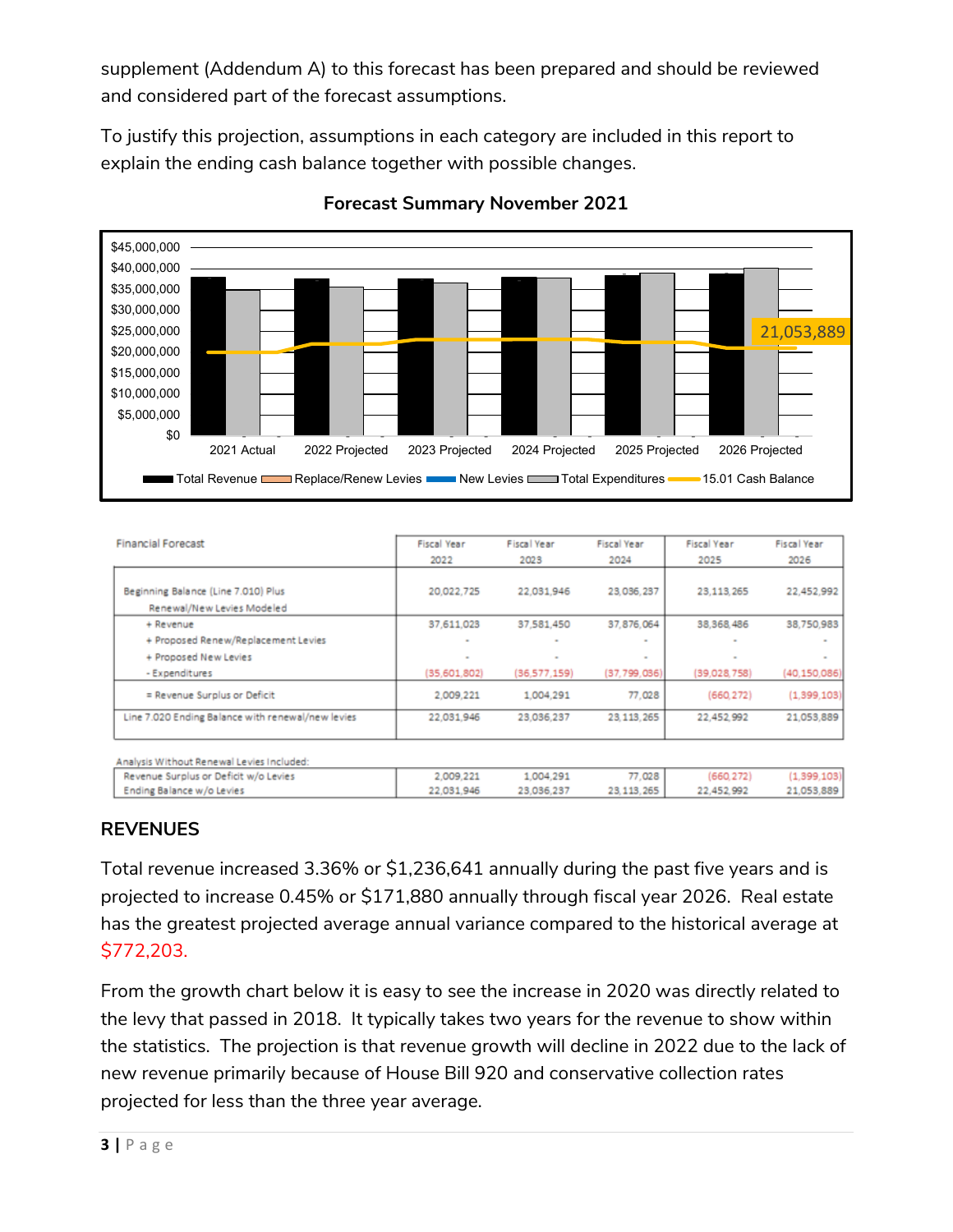supplement (Addendum A) to this forecast has been prepared and should be reviewed and considered part of the forecast assumptions.

To justify this projection, assumptions in each category are included in this report to explain the ending cash balance together with possible changes.

**Forecast Summary November 2021**

| Financial Forecast | Fiscal Year 2022 | Fiscal Year 2023 | Fiscal Year 2024 | Fiscal Year 2025 | Fiscal Year 2026 |
|---|---|---|---|---|---|
| Beginning Balance (Line 7.010) Plus Renewal/New Levies Modeled | 20,022,725 | 22,031,946 | 23,036,237 | 23,113,265 | 22,452,992 |
| + Revenue | 37,611,023 | 37,581,450 | 37,876,064 | 38,368,486 | 38,750,983 |
| + Proposed Renew/Replacement Levies | - | - | - | - | - |
| + Proposed New Levies | - | - | - | - | - |
| - Expenditures | (35,601,802) | (36,577,159) | (37,799,036) | (39,028,758) | (40,150,086) |
| = Revenue Surplus or Deficit | 2,009,221 | 1,004,291 | 77,028 | (660,272) | (1,399,103) |
| Line 7.020 Ending Balance with renewal/new levies | 22,031,946 | 23,036,237 | 23,113,265 | 22,452,992 | 21,053,889 |
| | | | | | |
| Analysis Without Renewal Levies Included: | | | | | |
| Revenue Surplus or Deficit w/o Levies | 2,009,221 | 1,004,291 | 77,028 | (660,272) | (1,399,103) |
| Ending Balance w/o Levies | 22,031,946 | 23,036,237 | 23,113,265 | 22,452,992 | 21,053,889 |

## REVENUES

Total revenue increased 3.36% or $1,236,641 annually during the past five years and is projected to increase 0.45% or $171,880 annually through fiscal year 2026. Real estate has the greatest projected average annual variance compared to the historical average at $772,203.

From the growth chart below it is easy to see the increase in 2020 was directly related to the levy that passed in 2018. It typically takes two years for the revenue to show within the statistics. The projection is that revenue growth will decline in 2022 due to the lack of new revenue primarily because of House Bill 920 and conservative collection rates projected for less than the three year average.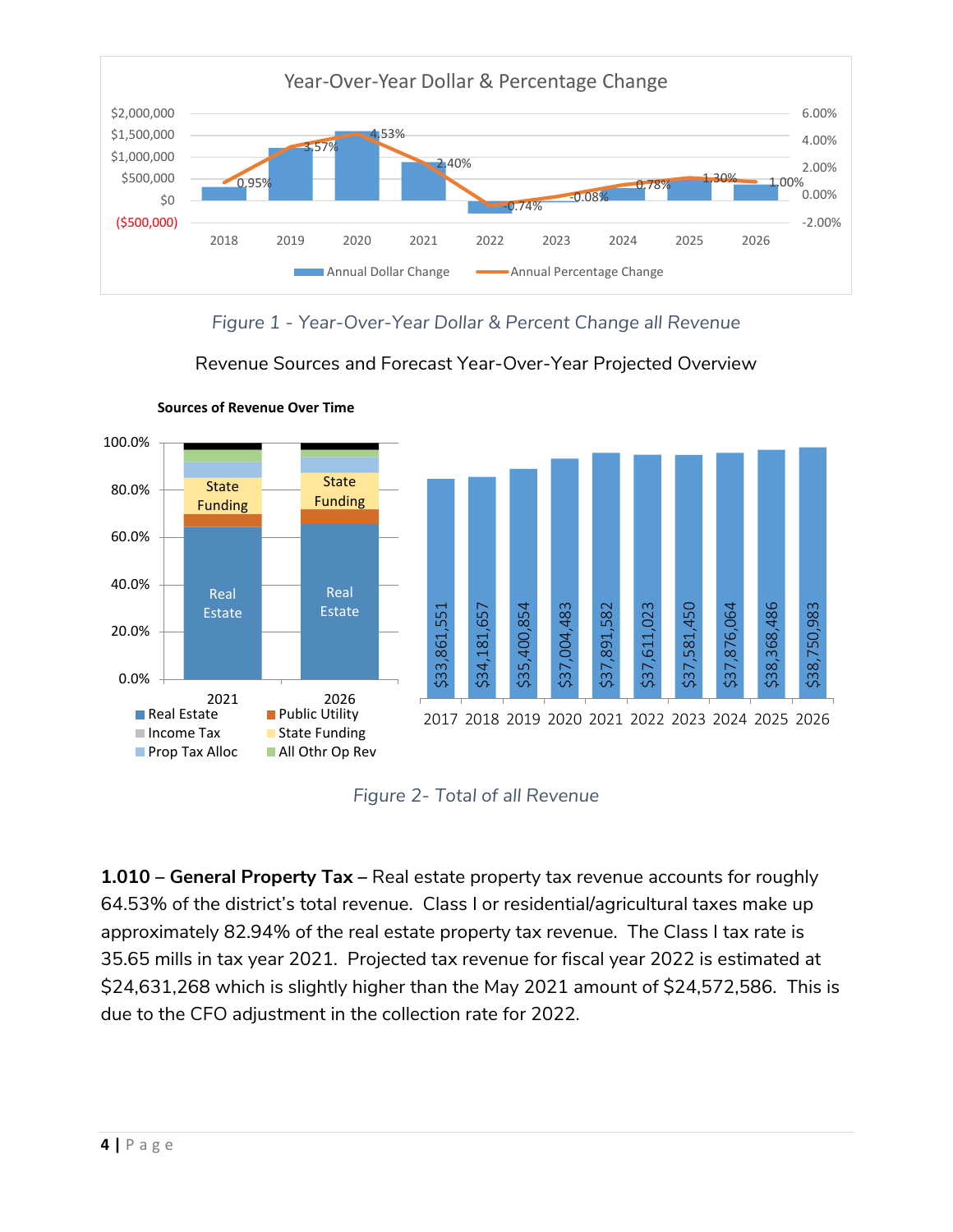Figure 1 - Year-Over-Year Dollar & Percent Change all Revenue

Revenue Sources and Forecast Year-Over-Year Projected Overview

Figure 2- Total of all Revenue

**1.010 – General Property Tax –** Real estate property tax revenue accounts for roughly 64.53% of the district's total revenue. Class I or residential/agricultural taxes make up approximately 82.94% of the real estate property tax revenue. The Class I tax rate is 35.65 mills in tax year 2021. Projected tax revenue for fiscal year 2022 is estimated at $24,631,268 which is slightly higher than the May 2021 amount of $24,572,586. This is due to the CFO adjustment in the collection rate for 2022.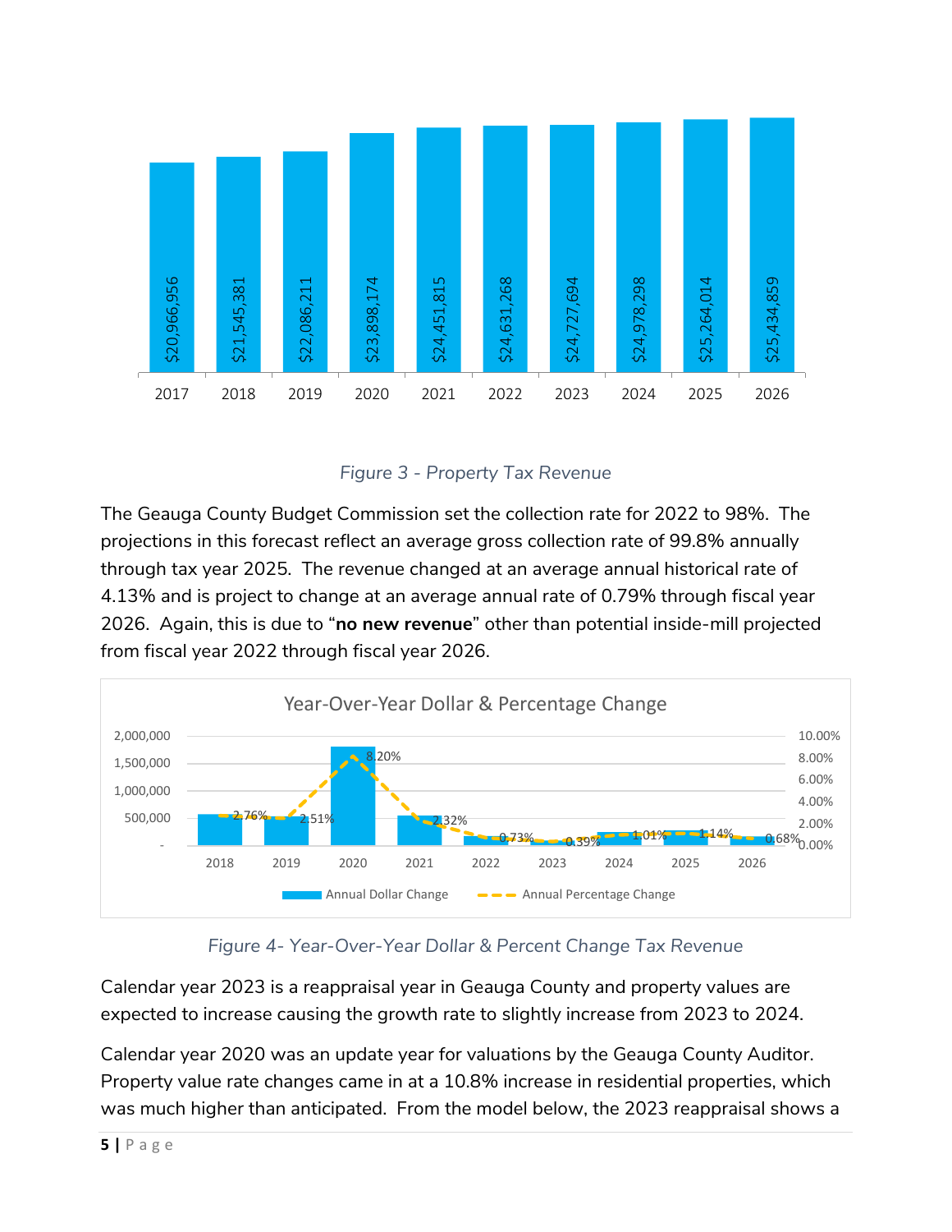| 2017 | 2018 | 2019 | 2020 | 2021 | 2022 | 2023 | 2024 | 2025 | 2026 |
|---|---|---|---|---|---|---|---|---|---|
| $20,966,956 | $21,545,381 | $22,086,211 | $23,898,174 | $24,451,815 | $24,631,268 | $24,727,694 | $24,978,298 | $25,264,014 | $25,434,859 |

*Figure 3 - Property Tax Revenue*

The Geauga County Budget Commission set the collection rate for 2022 to 98%. The projections in this forecast reflect an average gross collection rate of 99.8% annually through tax year 2025. The revenue changed at an average annual historical rate of 4.13% and is project to change at an average annual rate of 0.79% through fiscal year 2026. Again, this is due to "**no new revenue**" other than potential inside-mill projected from fiscal year 2022 through fiscal year 2026.

**Year-Over-Year Dollar & Percentage Change**

| | 2018 | 2019 | 2020 | 2021 | 2022 | 2023 | 2024 | 2025 | 2026 |
|---|---|---|---|---|---|---|---|---|---|
| Annual Percentage Change | 2.76% | 2.51% | 8.20% | 2.32% | 0.73% | 0.39% | 1.01% | 1.14% | 0.68% |

*Figure 4- Year-Over-Year Dollar & Percent Change Tax Revenue*

Calendar year 2023 is a reappraisal year in Geauga County and property values are expected to increase causing the growth rate to slightly increase from 2023 to 2024.

Calendar year 2020 was an update year for valuations by the Geauga County Auditor. Property value rate changes came in at a 10.8% increase in residential properties, which was much higher than anticipated. From the model below, the 2023 reappraisal shows a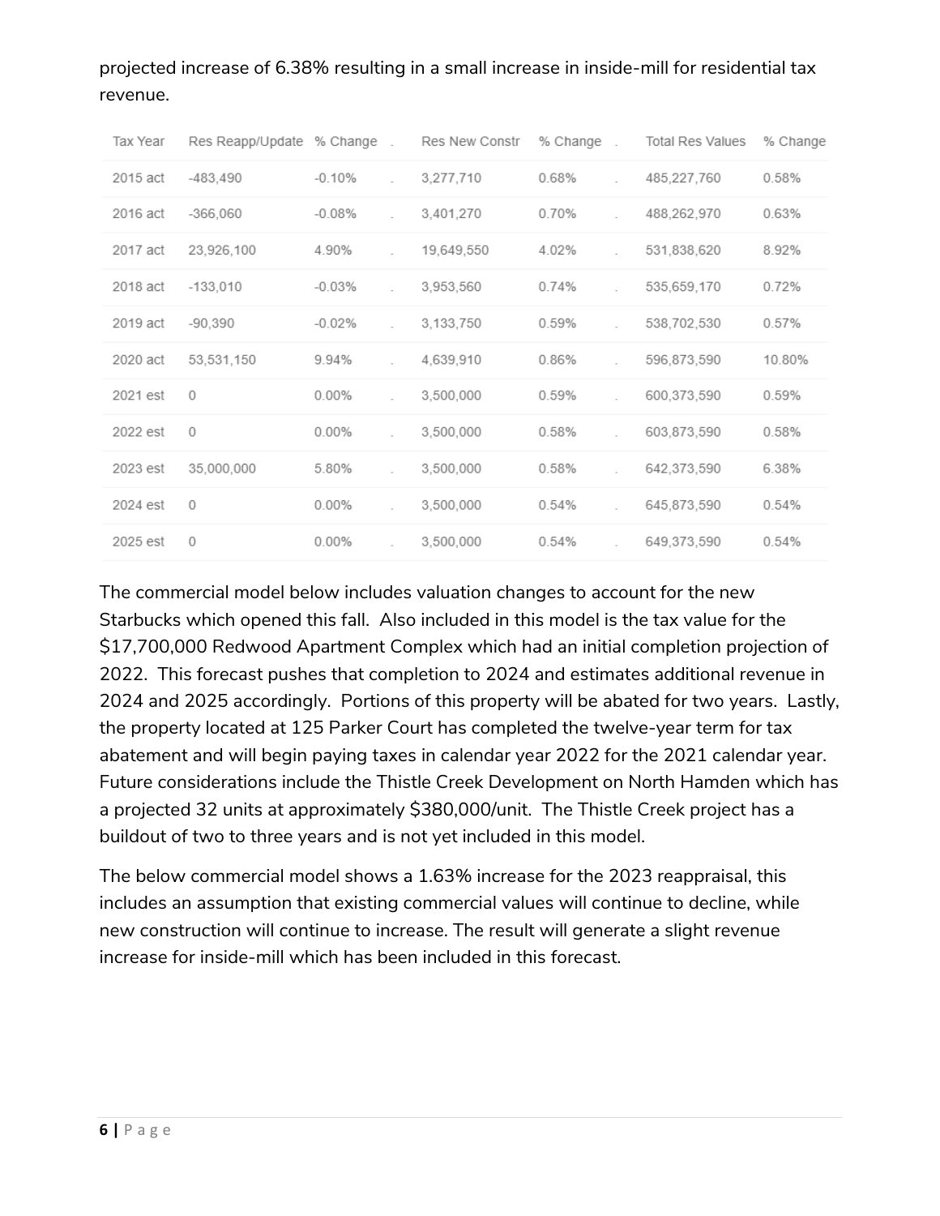projected increase of 6.38% resulting in a small increase in inside-mill for residential tax revenue.

| Tax Year | Res Reapp/Update | % Change | Res New Constr | % Change | Total Res Values | % Change |
|---|---|---|---|---|---|---|
| 2015 act | -483,490 | -0.10% | 3,277,710 | 0.68% | 485,227,760 | 0.58% |
| 2016 act | -366,060 | -0.08% | 3,401,270 | 0.70% | 488,262,970 | 0.63% |
| 2017 act | 23,926,100 | 4.90% | 19,649,550 | 4.02% | 531,838,620 | 8.92% |
| 2018 act | -133,010 | -0.03% | 3,953,560 | 0.74% | 535,659,170 | 0.72% |
| 2019 act | -90,390 | -0.02% | 3,133,750 | 0.59% | 538,702,530 | 0.57% |
| 2020 act | 53,531,150 | 9.94% | 4,639,910 | 0.86% | 596,873,590 | 10.80% |
| 2021 est | 0 | 0.00% | 3,500,000 | 0.59% | 600,373,590 | 0.59% |
| 2022 est | 0 | 0.00% | 3,500,000 | 0.58% | 603,873,590 | 0.58% |
| 2023 est | 35,000,000 | 5.80% | 3,500,000 | 0.58% | 642,373,590 | 6.38% |
| 2024 est | 0 | 0.00% | 3,500,000 | 0.54% | 645,873,590 | 0.54% |
| 2025 est | 0 | 0.00% | 3,500,000 | 0.54% | 649,373,590 | 0.54% |

The commercial model below includes valuation changes to account for the new Starbucks which opened this fall. Also included in this model is the tax value for the $17,700,000 Redwood Apartment Complex which had an initial completion projection of 2022. This forecast pushes that completion to 2024 and estimates additional revenue in 2024 and 2025 accordingly. Portions of this property will be abated for two years. Lastly, the property located at 125 Parker Court has completed the twelve-year term for tax abatement and will begin paying taxes in calendar year 2022 for the 2021 calendar year. Future considerations include the Thistle Creek Development on North Hamden which has a projected 32 units at approximately $380,000/unit. The Thistle Creek project has a buildout of two to three years and is not yet included in this model.

The below commercial model shows a 1.63% increase for the 2023 reappraisal, this includes an assumption that existing commercial values will continue to decline, while new construction will continue to increase. The result will generate a slight revenue increase for inside-mill which has been included in this forecast.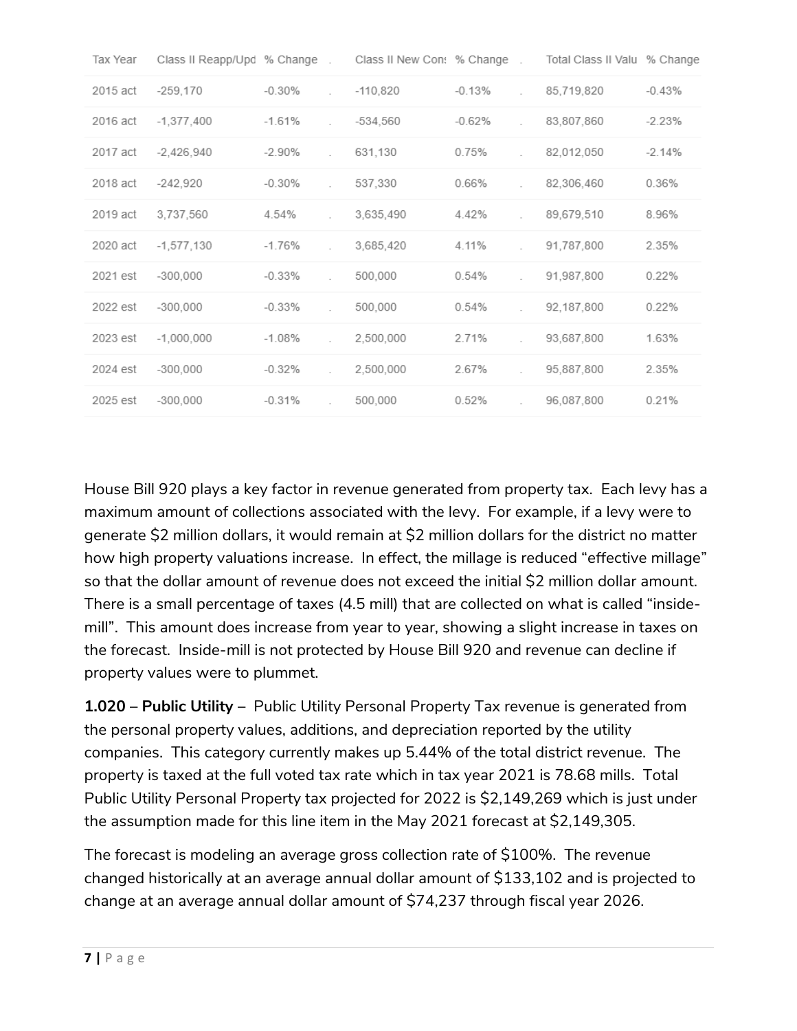| Tax Year | Class II Reapp/Upd | % Change | . | Class II New Con: | % Change | . | Total Class II Valu | % Change |
|---|---|---|---|---|---|---|---|---|
| 2015 act | -259,170 | -0.30% | . | -110,820 | -0.13% | . | 85,719,820 | -0.43% |
| 2016 act | -1,377,400 | -1.61% | . | -534,560 | -0.62% | . | 83,807,860 | -2.23% |
| 2017 act | -2,426,940 | -2.90% | . | 631,130 | 0.75% | . | 82,012,050 | -2.14% |
| 2018 act | -242,920 | -0.30% | . | 537,330 | 0.66% | . | 82,306,460 | 0.36% |
| 2019 act | 3,737,560 | 4.54% | . | 3,635,490 | 4.42% | . | 89,679,510 | 8.96% |
| 2020 act | -1,577,130 | -1.76% | . | 3,685,420 | 4.11% | . | 91,787,800 | 2.35% |
| 2021 est | -300,000 | -0.33% | . | 500,000 | 0.54% | . | 91,987,800 | 0.22% |
| 2022 est | -300,000 | -0.33% | . | 500,000 | 0.54% | . | 92,187,800 | 0.22% |
| 2023 est | -1,000,000 | -1.08% | . | 2,500,000 | 2.71% | . | 93,687,800 | 1.63% |
| 2024 est | -300,000 | -0.32% | . | 2,500,000 | 2.67% | . | 95,887,800 | 2.35% |
| 2025 est | -300,000 | -0.31% | . | 500,000 | 0.52% | . | 96,087,800 | 0.21% |

House Bill 920 plays a key factor in revenue generated from property tax. Each levy has a maximum amount of collections associated with the levy. For example, if a levy were to generate $2 million dollars, it would remain at $2 million dollars for the district no matter how high property valuations increase. In effect, the millage is reduced "effective millage" so that the dollar amount of revenue does not exceed the initial $2 million dollar amount. There is a small percentage of taxes (4.5 mill) that are collected on what is called "inside-mill". This amount does increase from year to year, showing a slight increase in taxes on the forecast. Inside-mill is not protected by House Bill 920 and revenue can decline if property values were to plummet.

**1.020 – Public Utility –** Public Utility Personal Property Tax revenue is generated from the personal property values, additions, and depreciation reported by the utility companies. This category currently makes up 5.44% of the total district revenue. The property is taxed at the full voted tax rate which in tax year 2021 is 78.68 mills. Total Public Utility Personal Property tax projected for 2022 is $2,149,269 which is just under the assumption made for this line item in the May 2021 forecast at $2,149,305.

The forecast is modeling an average gross collection rate of $100%. The revenue changed historically at an average annual dollar amount of $133,102 and is projected to change at an average annual dollar amount of $74,237 through fiscal year 2026.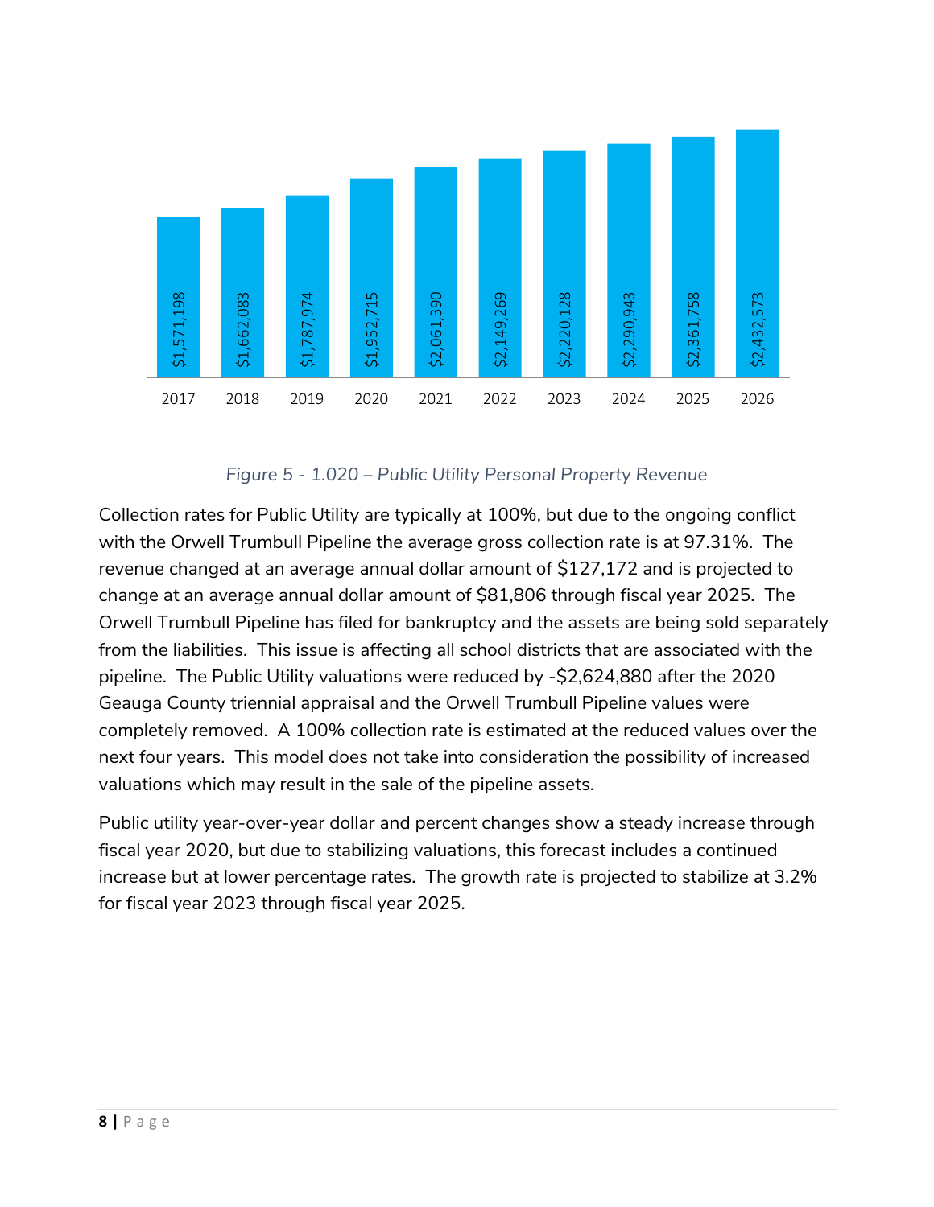| 2017 | 2018 | 2019 | 2020 | 2021 | 2022 | 2023 | 2024 | 2025 | 2026 |
|---|---|---|---|---|---|---|---|---|---|
| $1,571,198 | $1,662,083 | $1,787,974 | $1,952,715 | $2,061,390 | $2,149,269 | $2,220,128 | $2,290,943 | $2,361,758 | $2,432,573 |

*Figure 5 - 1.020 – Public Utility Personal Property Revenue*

Collection rates for Public Utility are typically at 100%, but due to the ongoing conflict with the Orwell Trumbull Pipeline the average gross collection rate is at 97.31%. The revenue changed at an average annual dollar amount of $127,172 and is projected to change at an average annual dollar amount of $81,806 through fiscal year 2025. The Orwell Trumbull Pipeline has filed for bankruptcy and the assets are being sold separately from the liabilities. This issue is affecting all school districts that are associated with the pipeline. The Public Utility valuations were reduced by -$2,624,880 after the 2020 Geauga County triennial appraisal and the Orwell Trumbull Pipeline values were completely removed. A 100% collection rate is estimated at the reduced values over the next four years. This model does not take into consideration the possibility of increased valuations which may result in the sale of the pipeline assets.

Public utility year-over-year dollar and percent changes show a steady increase through fiscal year 2020, but due to stabilizing valuations, this forecast includes a continued increase but at lower percentage rates. The growth rate is projected to stabilize at 3.2% for fiscal year 2023 through fiscal year 2025.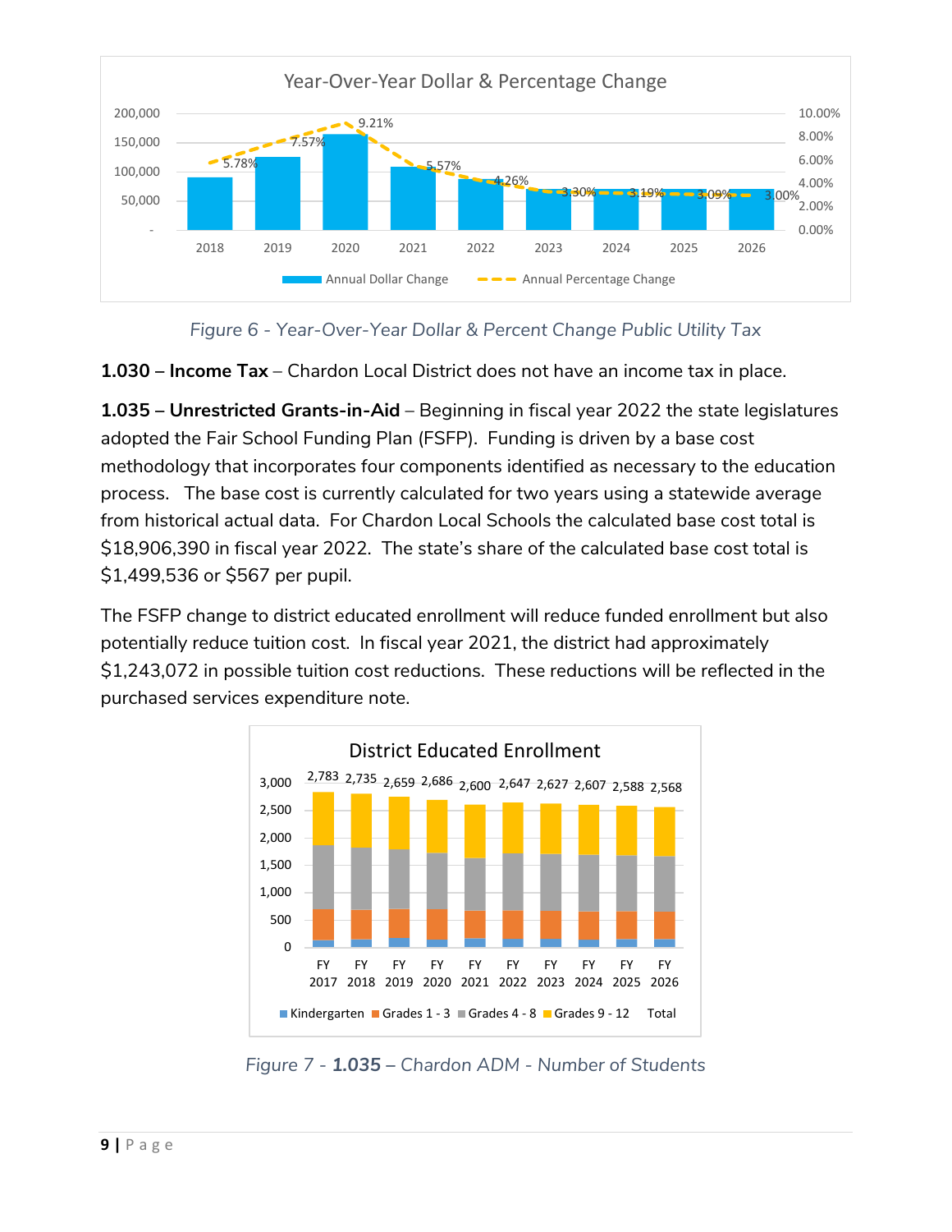Figure 6 - Year-Over-Year Dollar & Percent Change Public Utility Tax

**1.030 – Income Tax** – Chardon Local District does not have an income tax in place.

**1.035 – Unrestricted Grants-in-Aid** – Beginning in fiscal year 2022 the state legislatures adopted the Fair School Funding Plan (FSFP). Funding is driven by a base cost methodology that incorporates four components identified as necessary to the education process. The base cost is currently calculated for two years using a statewide average from historical actual data. For Chardon Local Schools the calculated base cost total is $18,906,390 in fiscal year 2022. The state's share of the calculated base cost total is $1,499,536 or $567 per pupil.

The FSFP change to district educated enrollment will reduce funded enrollment but also potentially reduce tuition cost. In fiscal year 2021, the district had approximately $1,243,072 in possible tuition cost reductions. These reductions will be reflected in the purchased services expenditure note.

Figure 7 - **1.035** – Chardon ADM - Number of Students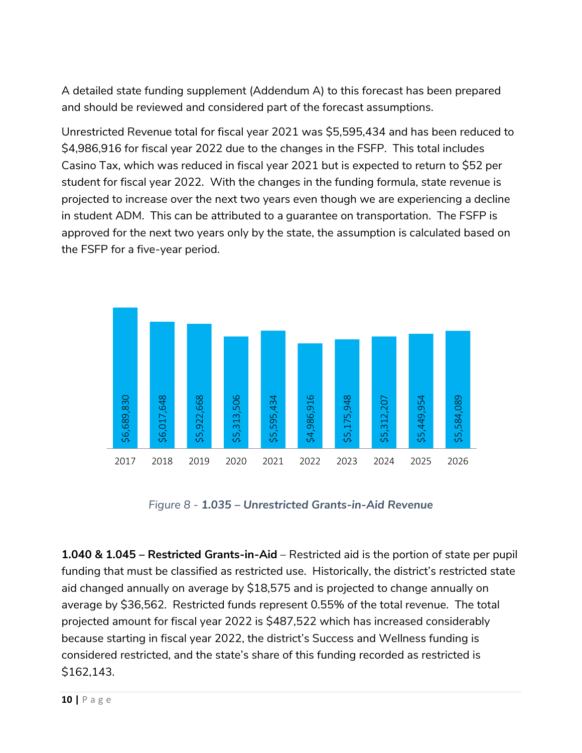A detailed state funding supplement (Addendum A) to this forecast has been prepared and should be reviewed and considered part of the forecast assumptions.

Unrestricted Revenue total for fiscal year 2021 was $5,595,434 and has been reduced to $4,986,916 for fiscal year 2022 due to the changes in the FSFP. This total includes Casino Tax, which was reduced in fiscal year 2021 but is expected to return to $52 per student for fiscal year 2022. With the changes in the funding formula, state revenue is projected to increase over the next two years even though we are experiencing a decline in student ADM. This can be attributed to a guarantee on transportation. The FSFP is approved for the next two years only by the state, the assumption is calculated based on the FSFP for a five-year period.

| Year | Amount |
|---|---|
| 2017 | $6,689,830 |
| 2018 | $6,017,648 |
| 2019 | $5,922,668 |
| 2020 | $5,313,506 |
| 2021 | $5,595,434 |
| 2022 | $4,986,916 |
| 2023 | $5,175,948 |
| 2024 | $5,312,207 |
| 2025 | $5,449,954 |
| 2026 | $5,584,089 |

*Figure 8 - **1.035 – Unrestricted Grants-in-Aid Revenue***

**1.040 & 1.045 – Restricted Grants-in-Aid** – Restricted aid is the portion of state per pupil funding that must be classified as restricted use. Historically, the district's restricted state aid changed annually on average by $18,575 and is projected to change annually on average by $36,562. Restricted funds represent 0.55% of the total revenue. The total projected amount for fiscal year 2022 is $487,522 which has increased considerably because starting in fiscal year 2022, the district's Success and Wellness funding is considered restricted, and the state's share of this funding recorded as restricted is $162,143.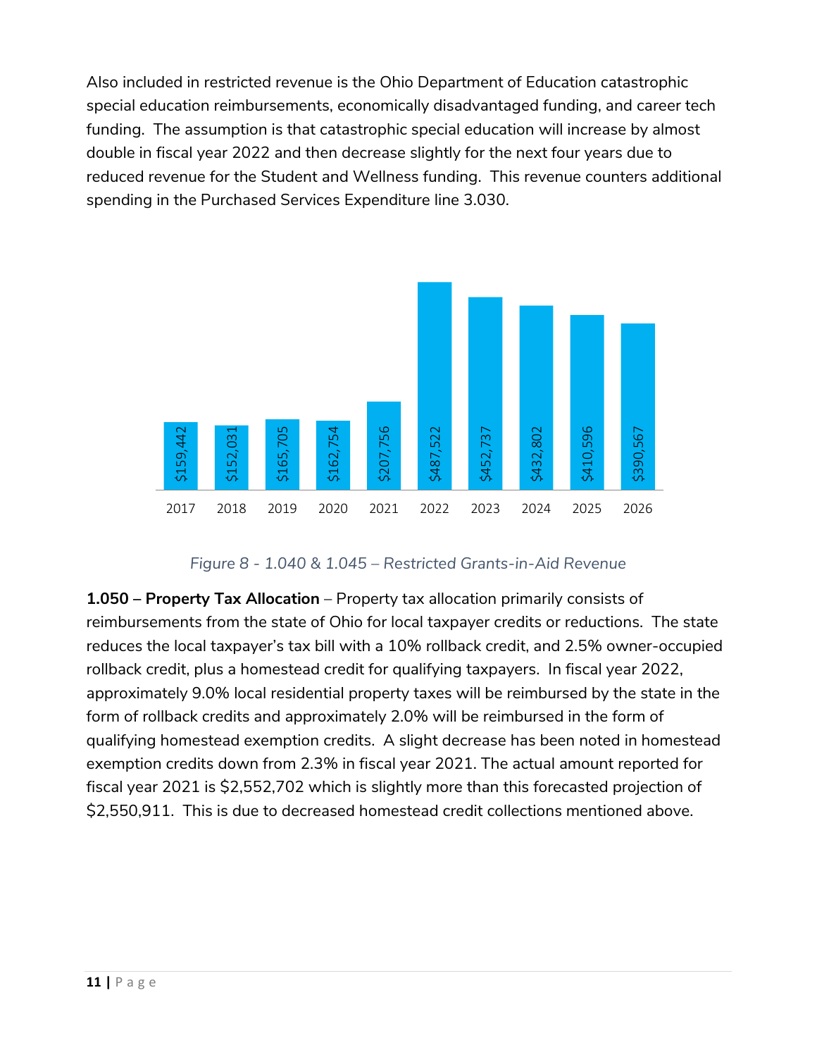Also included in restricted revenue is the Ohio Department of Education catastrophic special education reimbursements, economically disadvantaged funding, and career tech funding. The assumption is that catastrophic special education will increase by almost double in fiscal year 2022 and then decrease slightly for the next four years due to reduced revenue for the Student and Wellness funding. This revenue counters additional spending in the Purchased Services Expenditure line 3.030.

| Year | Amount |
|---|---|
| 2017 | $159,442 |
| 2018 | $152,031 |
| 2019 | $165,705 |
| 2020 | $162,754 |
| 2021 | $207,756 |
| 2022 | $487,522 |
| 2023 | $452,737 |
| 2024 | $432,802 |
| 2025 | $410,596 |
| 2026 | $390,567 |

*Figure 8 - 1.040 & 1.045 – Restricted Grants-in-Aid Revenue*

**1.050 – Property Tax Allocation** – Property tax allocation primarily consists of reimbursements from the state of Ohio for local taxpayer credits or reductions. The state reduces the local taxpayer's tax bill with a 10% rollback credit, and 2.5% owner-occupied rollback credit, plus a homestead credit for qualifying taxpayers. In fiscal year 2022, approximately 9.0% local residential property taxes will be reimbursed by the state in the form of rollback credits and approximately 2.0% will be reimbursed in the form of qualifying homestead exemption credits. A slight decrease has been noted in homestead exemption credits down from 2.3% in fiscal year 2021. The actual amount reported for fiscal year 2021 is $2,552,702 which is slightly more than this forecasted projection of $2,550,911. This is due to decreased homestead credit collections mentioned above.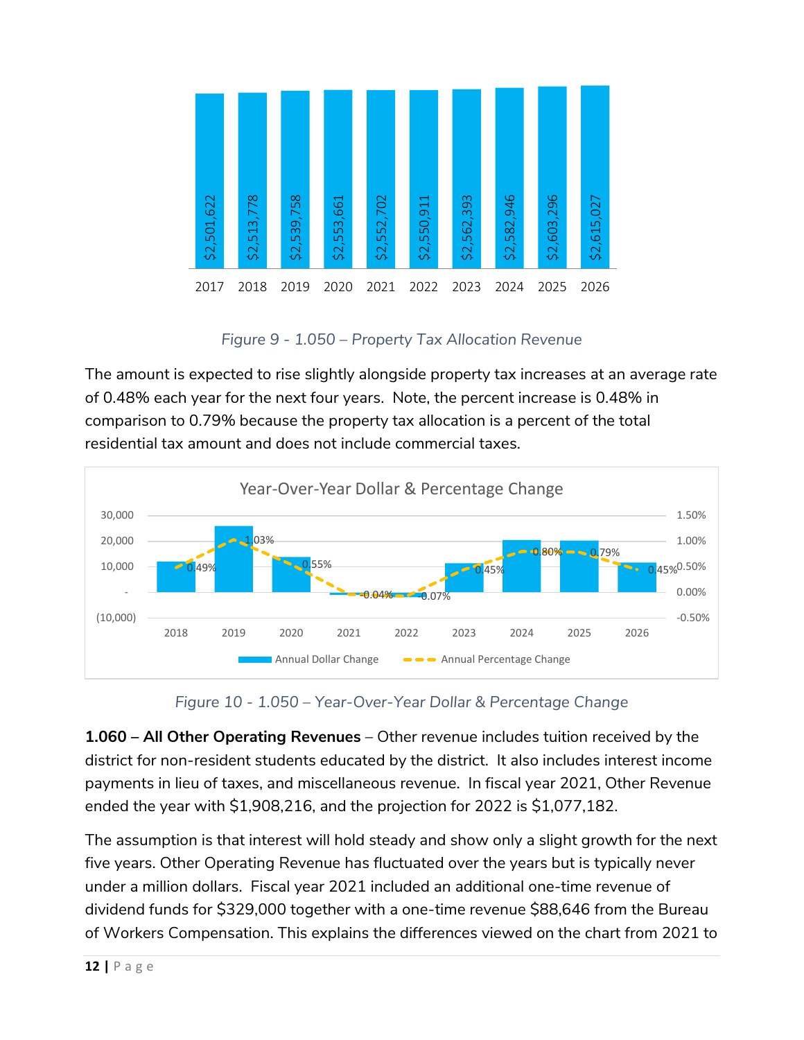| 2017 | 2018 | 2019 | 2020 | 2021 | 2022 | 2023 | 2024 | 2025 | 2026 |
|---|---|---|---|---|---|---|---|---|---|
| $2,501,622 | $2,513,778 | $2,539,758 | $2,553,661 | $2,552,702 | $2,550,911 | $2,562,393 | $2,582,946 | $2,603,296 | $2,615,027 |

*Figure 9 - 1.050 – Property Tax Allocation Revenue*

The amount is expected to rise slightly alongside property tax increases at an average rate of 0.48% each year for the next four years. Note, the percent increase is 0.48% in comparison to 0.79% because the property tax allocation is a percent of the total residential tax amount and does not include commercial taxes.

**Year-Over-Year Dollar & Percentage Change**

| | 2018 | 2019 | 2020 | 2021 | 2022 | 2023 | 2024 | 2025 | 2026 |
|---|---|---|---|---|---|---|---|---|---|
| Annual Percentage Change | 0.49% | 1.03% | 0.55% | -0.04% | -0.07% | 0.45% | 0.80% | 0.79% | 0.45% |

*Figure 10 - 1.050 – Year-Over-Year Dollar & Percentage Change*

**1.060 – All Other Operating Revenues** – Other revenue includes tuition received by the district for non-resident students educated by the district. It also includes interest income payments in lieu of taxes, and miscellaneous revenue. In fiscal year 2021, Other Revenue ended the year with $1,908,216, and the projection for 2022 is $1,077,182.

The assumption is that interest will hold steady and show only a slight growth for the next five years. Other Operating Revenue has fluctuated over the years but is typically never under a million dollars. Fiscal year 2021 included an additional one-time revenue of dividend funds for $329,000 together with a one-time revenue $88,646 from the Bureau of Workers Compensation. This explains the differences viewed on the chart from 2021 to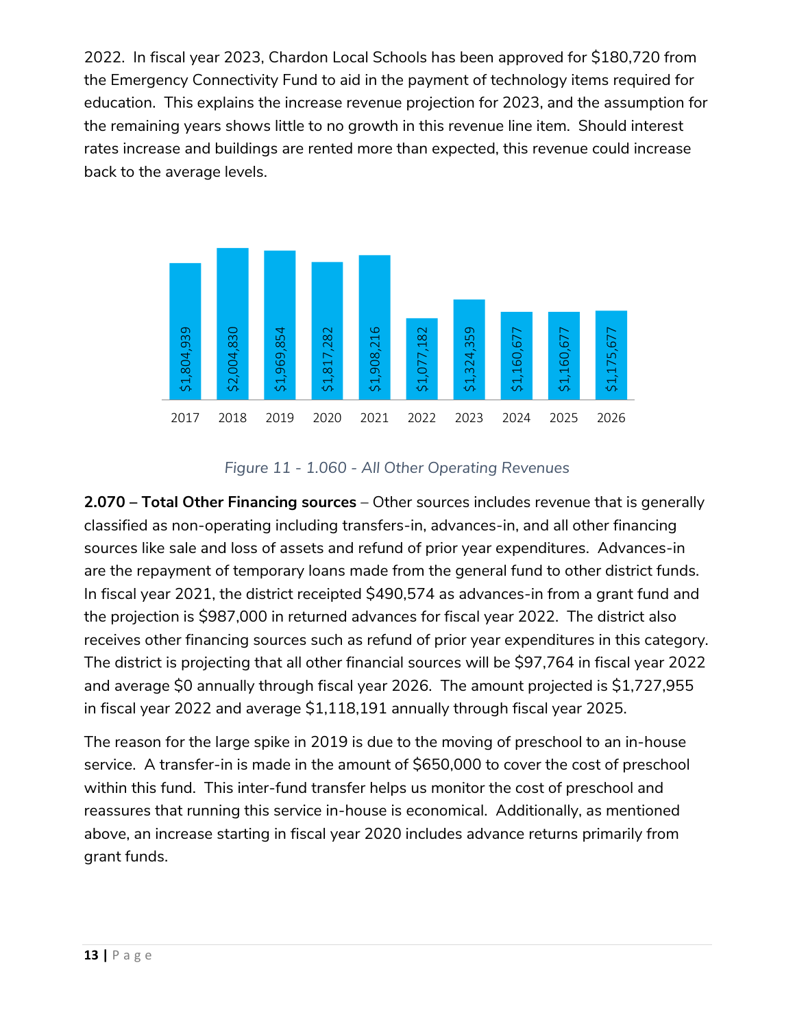2022. In fiscal year 2023, Chardon Local Schools has been approved for $180,720 from the Emergency Connectivity Fund to aid in the payment of technology items required for education. This explains the increase revenue projection for 2023, and the assumption for the remaining years shows little to no growth in this revenue line item. Should interest rates increase and buildings are rented more than expected, this revenue could increase back to the average levels.

| Year | Amount |
|---|---|
| 2017 | $1,804,939 |
| 2018 | $2,004,830 |
| 2019 | $1,969,854 |
| 2020 | $1,817,282 |
| 2021 | $1,908,216 |
| 2022 | $1,077,182 |
| 2023 | $1,324,359 |
| 2024 | $1,160,677 |
| 2025 | $1,160,677 |
| 2026 | $1,175,677 |

*Figure 11 - 1.060 - All Other Operating Revenues*

**2.070 – Total Other Financing sources** – Other sources includes revenue that is generally classified as non-operating including transfers-in, advances-in, and all other financing sources like sale and loss of assets and refund of prior year expenditures. Advances-in are the repayment of temporary loans made from the general fund to other district funds. In fiscal year 2021, the district receipted $490,574 as advances-in from a grant fund and the projection is $987,000 in returned advances for fiscal year 2022. The district also receives other financing sources such as refund of prior year expenditures in this category. The district is projecting that all other financial sources will be $97,764 in fiscal year 2022 and average $0 annually through fiscal year 2026. The amount projected is $1,727,955 in fiscal year 2022 and average $1,118,191 annually through fiscal year 2025.

The reason for the large spike in 2019 is due to the moving of preschool to an in-house service. A transfer-in is made in the amount of $650,000 to cover the cost of preschool within this fund. This inter-fund transfer helps us monitor the cost of preschool and reassures that running this service in-house is economical. Additionally, as mentioned above, an increase starting in fiscal year 2020 includes advance returns primarily from grant funds.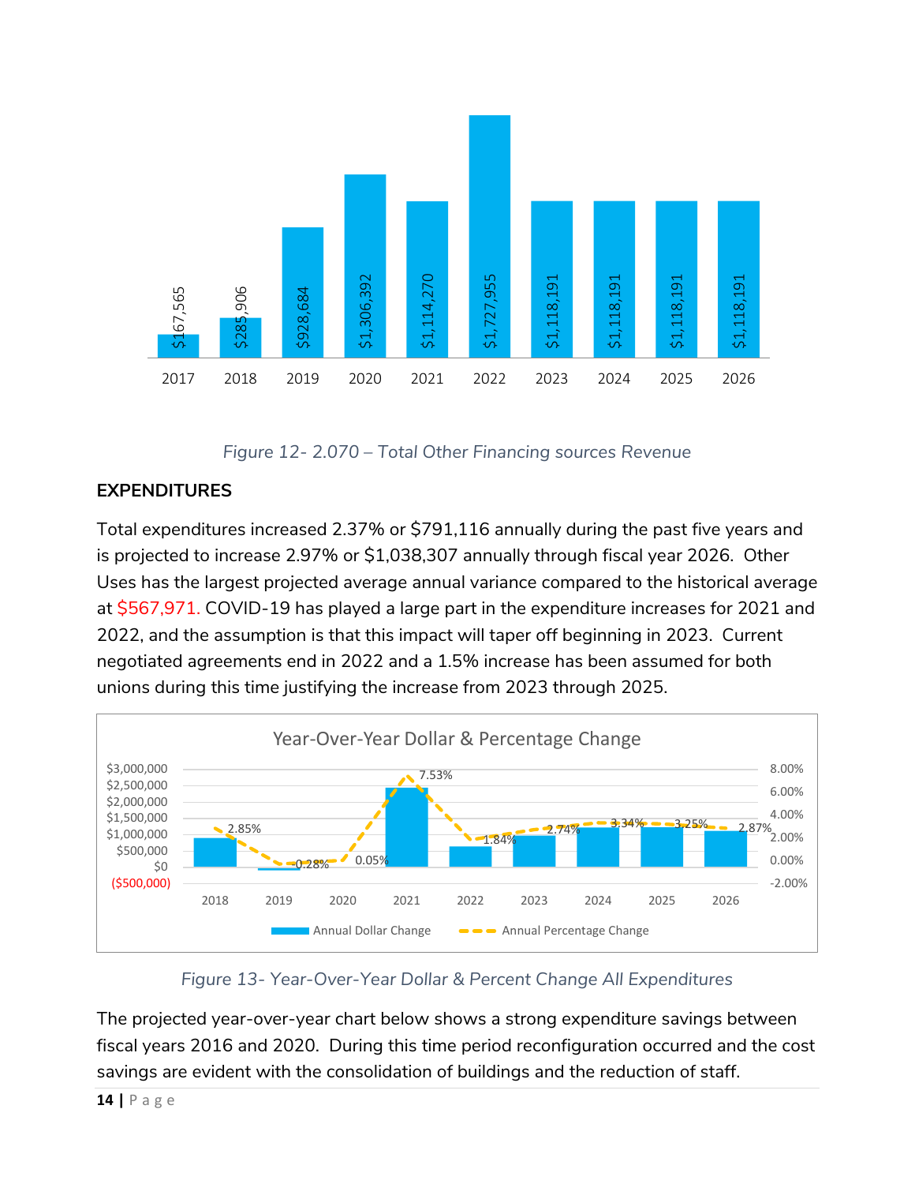| 2017 | 2018 | 2019 | 2020 | 2021 | 2022 | 2023 | 2024 | 2025 | 2026 |
|---|---|---|---|---|---|---|---|---|---|
| $167,565 | $285,906 | $928,684 | $1,306,392 | $1,114,270 | $1,727,955 | $1,118,191 | $1,118,191 | $1,118,191 | $1,118,191 |

*Figure 12- 2.070 – Total Other Financing sources Revenue*

**EXPENDITURES**

Total expenditures increased 2.37% or $791,116 annually during the past five years and is projected to increase 2.97% or $1,038,307 annually through fiscal year 2026. Other Uses has the largest projected average annual variance compared to the historical average at $567,971. COVID-19 has played a large part in the expenditure increases for 2021 and 2022, and the assumption is that this impact will taper off beginning in 2023. Current negotiated agreements end in 2022 and a 1.5% increase has been assumed for both unions during this time justifying the increase from 2023 through 2025.

**Year-Over-Year Dollar & Percentage Change**

| | 2018 | 2019 | 2020 | 2021 | 2022 | 2023 | 2024 | 2025 | 2026 |
|---|---|---|---|---|---|---|---|---|---|
| Annual Percentage Change | 2.85% | -0.28% | 0.05% | 7.53% | 1.84% | 2.74% | 3.34% | 3.25% | 2.87% |

*Figure 13- Year-Over-Year Dollar & Percent Change All Expenditures*

The projected year-over-year chart below shows a strong expenditure savings between fiscal years 2016 and 2020. During this time period reconfiguration occurred and the cost savings are evident with the consolidation of buildings and the reduction of staff.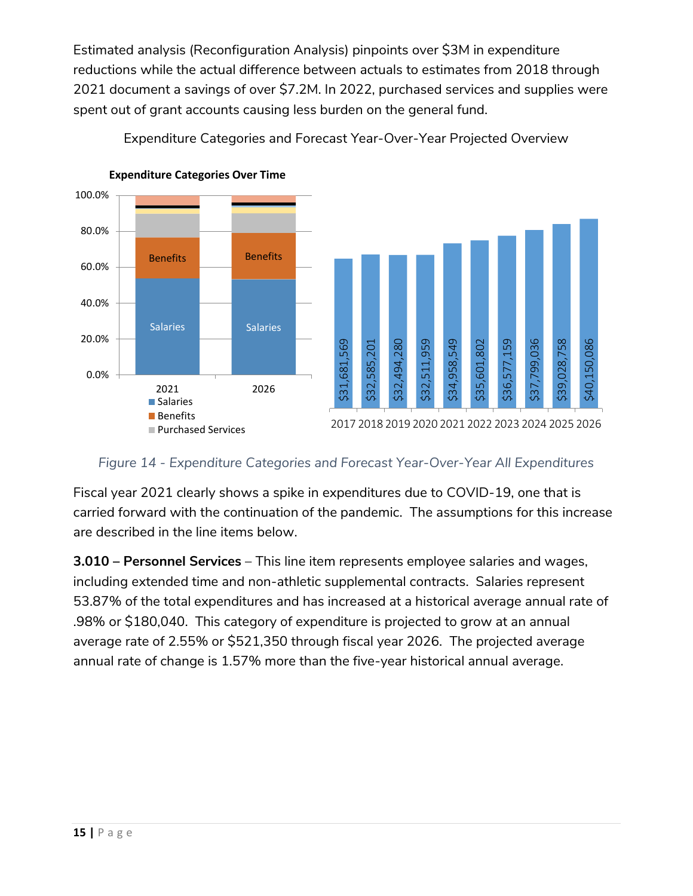Estimated analysis (Reconfiguration Analysis) pinpoints over $3M in expenditure reductions while the actual difference between actuals to estimates from 2018 through 2021 document a savings of over $7.2M. In 2022, purchased services and supplies were spent out of grant accounts causing less burden on the general fund.

Expenditure Categories and Forecast Year-Over-Year Projected Overview

*Figure 14 - Expenditure Categories and Forecast Year-Over-Year All Expenditures*

Fiscal year 2021 clearly shows a spike in expenditures due to COVID-19, one that is carried forward with the continuation of the pandemic. The assumptions for this increase are described in the line items below.

**3.010 – Personnel Services** – This line item represents employee salaries and wages, including extended time and non-athletic supplemental contracts. Salaries represent 53.87% of the total expenditures and has increased at a historical average annual rate of .98% or $180,040. This category of expenditure is projected to grow at an annual average rate of 2.55% or $521,350 through fiscal year 2026. The projected average annual rate of change is 1.57% more than the five-year historical annual average.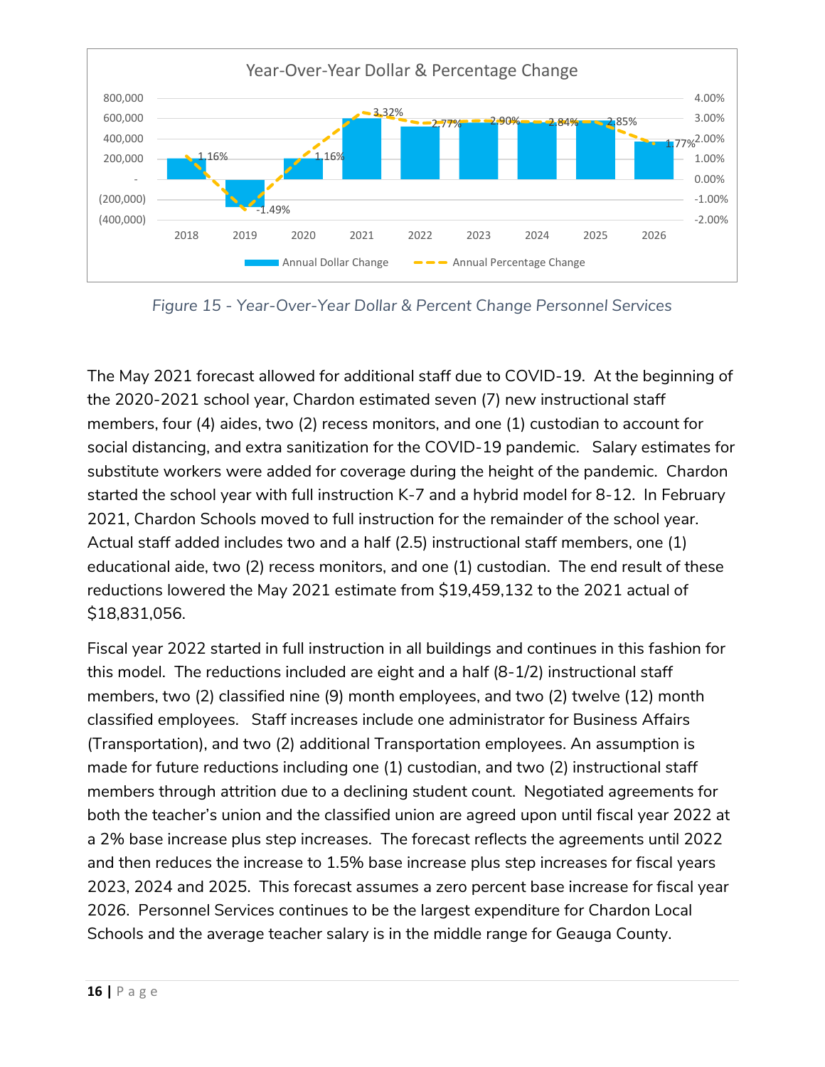Figure 15 - Year-Over-Year Dollar & Percent Change Personnel Services

The May 2021 forecast allowed for additional staff due to COVID-19. At the beginning of the 2020-2021 school year, Chardon estimated seven (7) new instructional staff members, four (4) aides, two (2) recess monitors, and one (1) custodian to account for social distancing, and extra sanitization for the COVID-19 pandemic. Salary estimates for substitute workers were added for coverage during the height of the pandemic. Chardon started the school year with full instruction K-7 and a hybrid model for 8-12. In February 2021, Chardon Schools moved to full instruction for the remainder of the school year. Actual staff added includes two and a half (2.5) instructional staff members, one (1) educational aide, two (2) recess monitors, and one (1) custodian. The end result of these reductions lowered the May 2021 estimate from $19,459,132 to the 2021 actual of $18,831,056.

Fiscal year 2022 started in full instruction in all buildings and continues in this fashion for this model. The reductions included are eight and a half (8-1/2) instructional staff members, two (2) classified nine (9) month employees, and two (2) twelve (12) month classified employees. Staff increases include one administrator for Business Affairs (Transportation), and two (2) additional Transportation employees. An assumption is made for future reductions including one (1) custodian, and two (2) instructional staff members through attrition due to a declining student count. Negotiated agreements for both the teacher's union and the classified union are agreed upon until fiscal year 2022 at a 2% base increase plus step increases. The forecast reflects the agreements until 2022 and then reduces the increase to 1.5% base increase plus step increases for fiscal years 2023, 2024 and 2025. This forecast assumes a zero percent base increase for fiscal year 2026. Personnel Services continues to be the largest expenditure for Chardon Local Schools and the average teacher salary is in the middle range for Geauga County.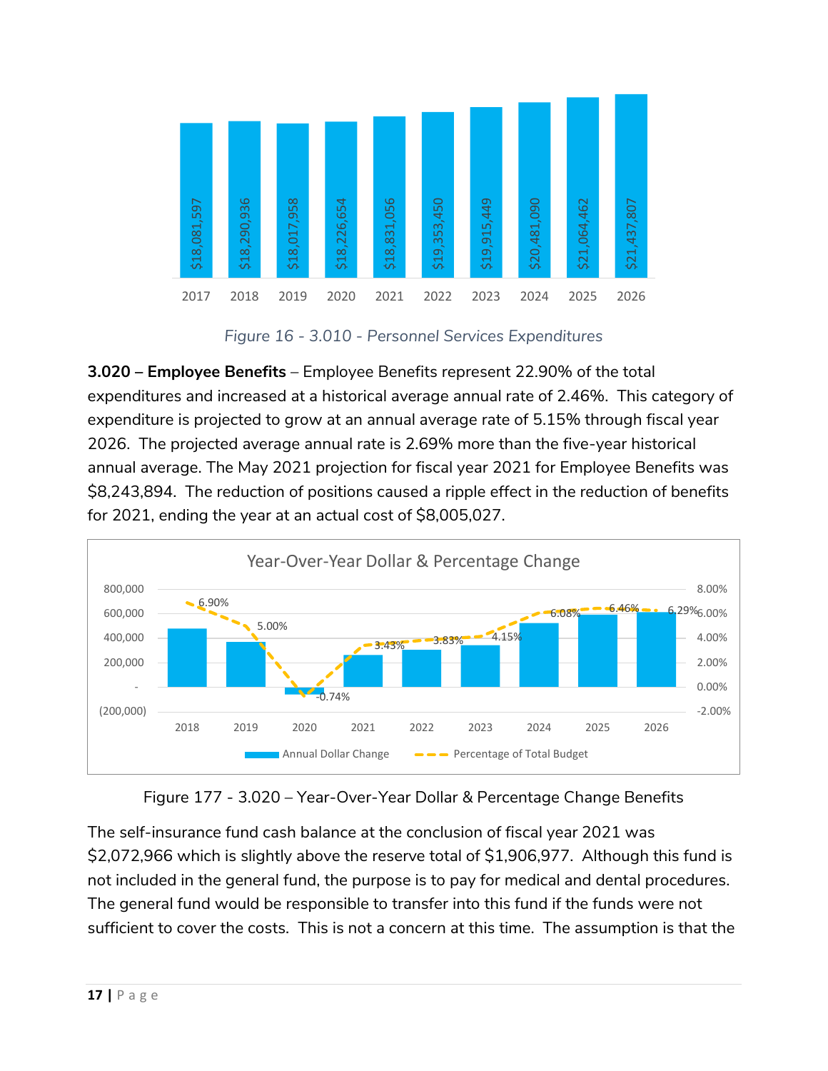| 2017 | 2018 | 2019 | 2020 | 2021 | 2022 | 2023 | 2024 | 2025 | 2026 |
|---|---|---|---|---|---|---|---|---|---|
| $18,081,597 | $18,290,936 | $18,017,958 | $18,226,654 | $18,831,056 | $19,353,450 | $19,915,449 | $20,481,090 | $21,064,462 | $21,437,807 |

*Figure 16 - 3.010 - Personnel Services Expenditures*

**3.020 – Employee Benefits** – Employee Benefits represent 22.90% of the total expenditures and increased at a historical average annual rate of 2.46%. This category of expenditure is projected to grow at an annual average rate of 5.15% through fiscal year 2026. The projected average annual rate is 2.69% more than the five-year historical annual average. The May 2021 projection for fiscal year 2021 for Employee Benefits was $8,243,894. The reduction of positions caused a ripple effect in the reduction of benefits for 2021, ending the year at an actual cost of $8,005,027.

**Year-Over-Year Dollar & Percentage Change**

| | 2018 | 2019 | 2020 | 2021 | 2022 | 2023 | 2024 | 2025 | 2026 |
|---|---|---|---|---|---|---|---|---|---|
| Percentage of Total Budget | 6.90% | 5.00% | -0.74% | 3.43% | 3.83% | 4.15% | 6.08% | 6.46% | 6.29% |

Figure 177 - 3.020 – Year-Over-Year Dollar & Percentage Change Benefits

The self-insurance fund cash balance at the conclusion of fiscal year 2021 was $2,072,966 which is slightly above the reserve total of $1,906,977. Although this fund is not included in the general fund, the purpose is to pay for medical and dental procedures. The general fund would be responsible to transfer into this fund if the funds were not sufficient to cover the costs. This is not a concern at this time. The assumption is that the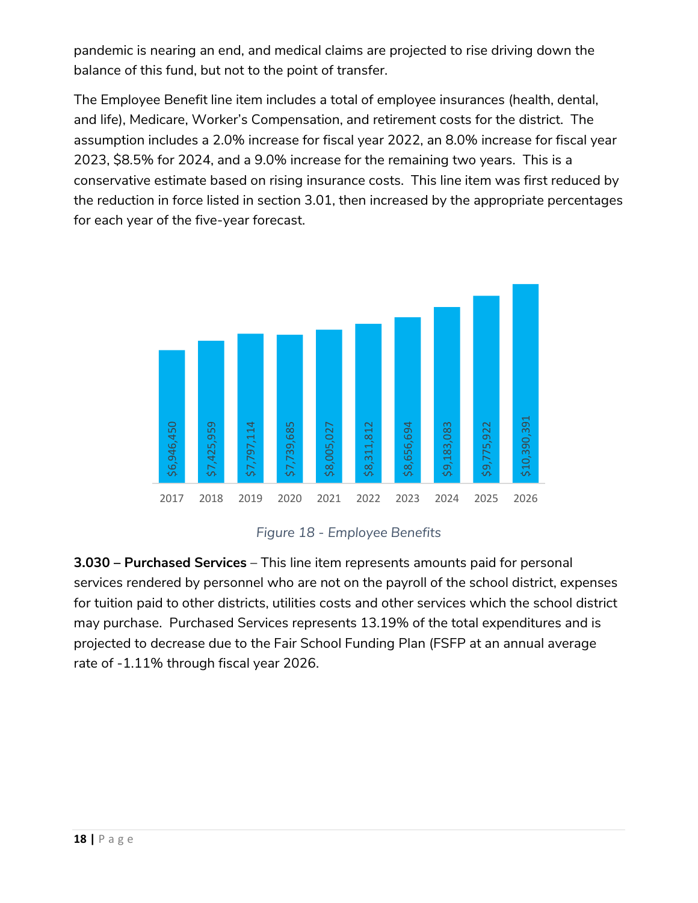pandemic is nearing an end, and medical claims are projected to rise driving down the balance of this fund, but not to the point of transfer.

The Employee Benefit line item includes a total of employee insurances (health, dental, and life), Medicare, Worker's Compensation, and retirement costs for the district. The assumption includes a 2.0% increase for fiscal year 2022, an 8.0% increase for fiscal year 2023, $8.5% for 2024, and a 9.0% increase for the remaining two years. This is a conservative estimate based on rising insurance costs. This line item was first reduced by the reduction in force listed in section 3.01, then increased by the appropriate percentages for each year of the five-year forecast.

| Year | Employee Benefits |
|---|---|
| 2017 | $6,946,450 |
| 2018 | $7,425,959 |
| 2019 | $7,797,114 |
| 2020 | $7,739,685 |
| 2021 | $8,005,027 |
| 2022 | $8,311,812 |
| 2023 | $8,656,694 |
| 2024 | $9,183,083 |
| 2025 | $9,775,922 |
| 2026 | $10,390,391 |

*Figure 18 - Employee Benefits*

**3.030 – Purchased Services** – This line item represents amounts paid for personal services rendered by personnel who are not on the payroll of the school district, expenses for tuition paid to other districts, utilities costs and other services which the school district may purchase. Purchased Services represents 13.19% of the total expenditures and is projected to decrease due to the Fair School Funding Plan (FSFP at an annual average rate of -1.11% through fiscal year 2026.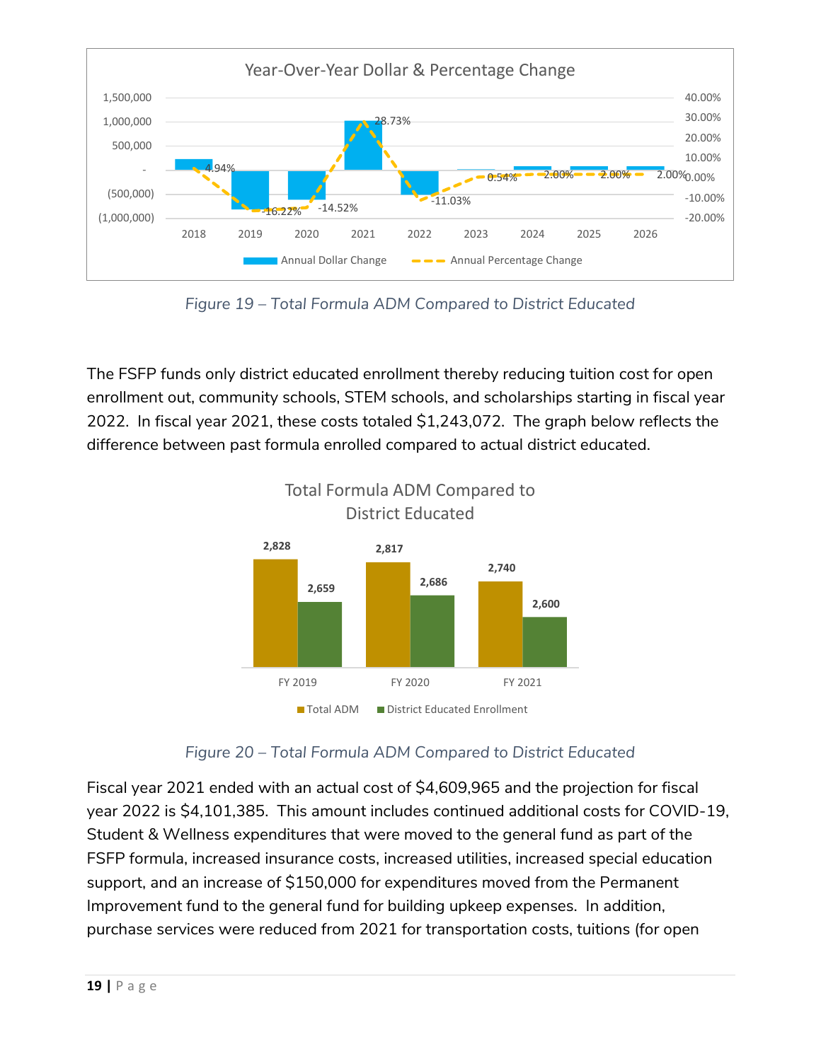Figure 19 – Total Formula ADM Compared to District Educated

The FSFP funds only district educated enrollment thereby reducing tuition cost for open enrollment out, community schools, STEM schools, and scholarships starting in fiscal year 2022. In fiscal year 2021, these costs totaled $1,243,072. The graph below reflects the difference between past formula enrolled compared to actual district educated.

Figure 20 – Total Formula ADM Compared to District Educated

Fiscal year 2021 ended with an actual cost of $4,609,965 and the projection for fiscal year 2022 is $4,101,385. This amount includes continued additional costs for COVID-19, Student & Wellness expenditures that were moved to the general fund as part of the FSFP formula, increased insurance costs, increased utilities, increased special education support, and an increase of $150,000 for expenditures moved from the Permanent Improvement fund to the general fund for building upkeep expenses. In addition, purchase services were reduced from 2021 for transportation costs, tuitions (for open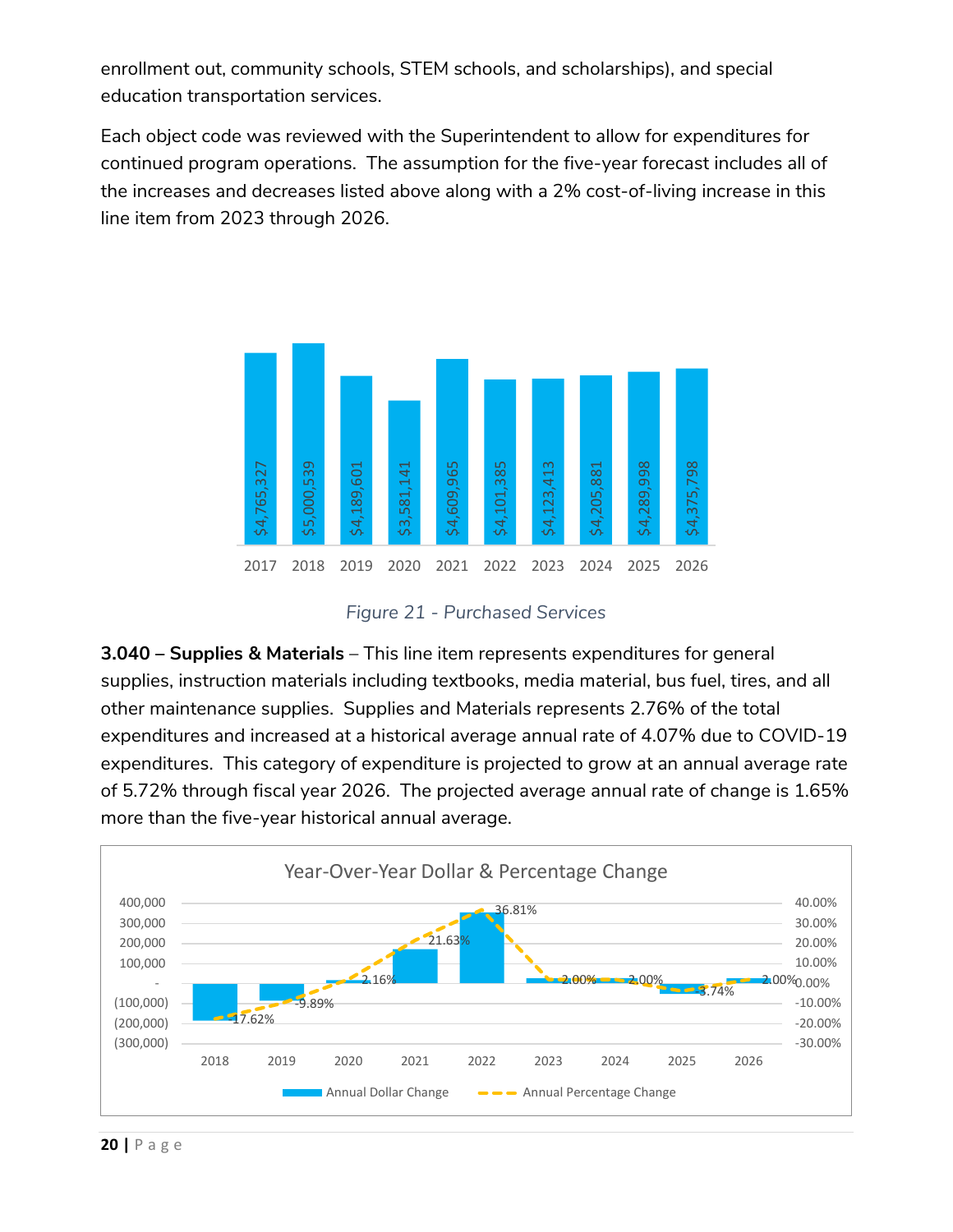enrollment out, community schools, STEM schools, and scholarships), and special education transportation services.

Each object code was reviewed with the Superintendent to allow for expenditures for continued program operations. The assumption for the five-year forecast includes all of the increases and decreases listed above along with a 2% cost-of-living increase in this line item from 2023 through 2026.

| 2017 | 2018 | 2019 | 2020 | 2021 | 2022 | 2023 | 2024 | 2025 | 2026 |
|---|---|---|---|---|---|---|---|---|---|
| $4,765,327 | $5,000,539 | $4,189,601 | $3,581,141 | $4,609,965 | $4,101,385 | $4,123,413 | $4,205,881 | $4,289,998 | $4,375,798 |

*Figure 21 - Purchased Services*

**3.040 – Supplies & Materials** – This line item represents expenditures for general supplies, instruction materials including textbooks, media material, bus fuel, tires, and all other maintenance supplies. Supplies and Materials represents 2.76% of the total expenditures and increased at a historical average annual rate of 4.07% due to COVID-19 expenditures. This category of expenditure is projected to grow at an annual average rate of 5.72% through fiscal year 2026. The projected average annual rate of change is 1.65% more than the five-year historical annual average.

**Year-Over-Year Dollar & Percentage Change**

| | 2018 | 2019 | 2020 | 2021 | 2022 | 2023 | 2024 | 2025 | 2026 |
|---|---|---|---|---|---|---|---|---|---|
| Annual Percentage Change | -17.62% | -9.89% | 2.16% | 21.63% | 36.81% | 2.00% | 2.00% | -3.74% | 2.00% |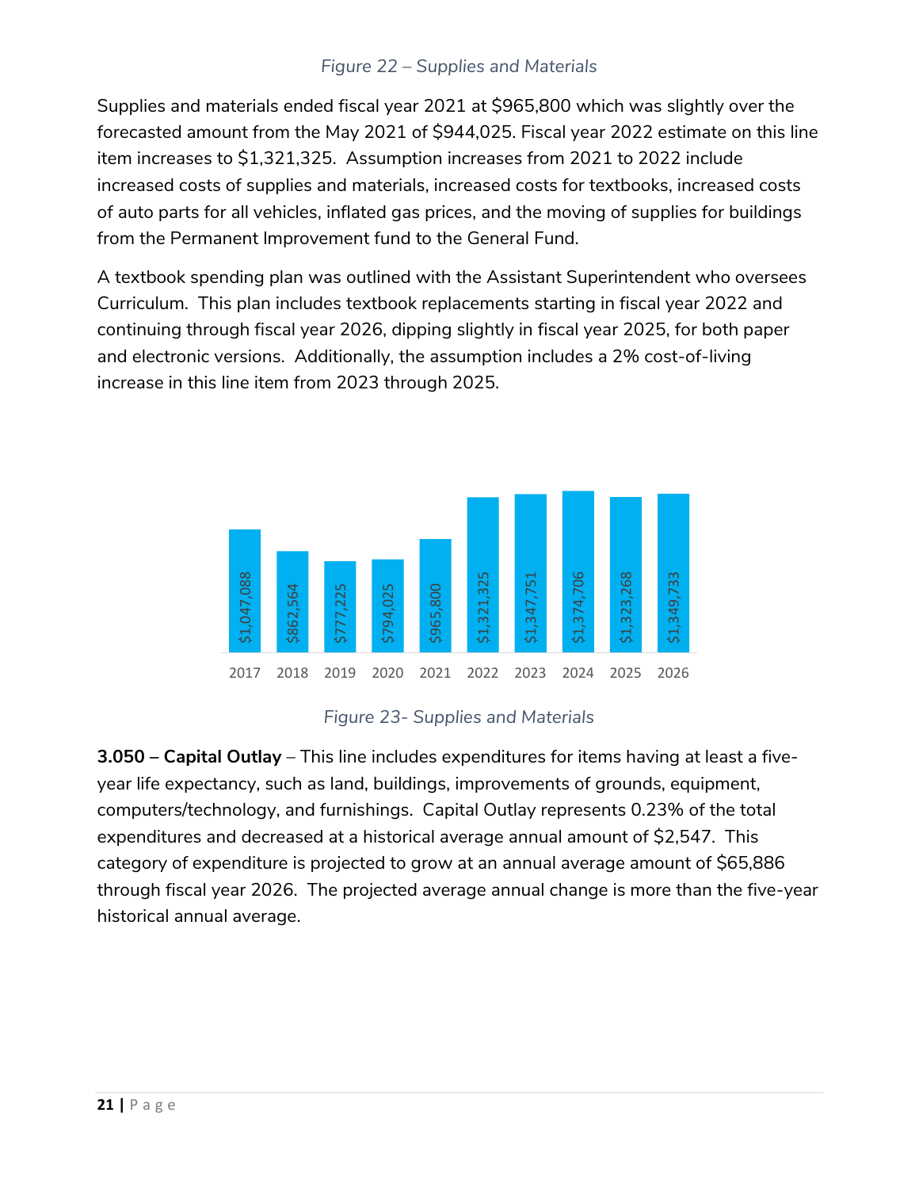*Figure 22 – Supplies and Materials*

Supplies and materials ended fiscal year 2021 at $965,800 which was slightly over the forecasted amount from the May 2021 of $944,025. Fiscal year 2022 estimate on this line item increases to $1,321,325. Assumption increases from 2021 to 2022 include increased costs of supplies and materials, increased costs for textbooks, increased costs of auto parts for all vehicles, inflated gas prices, and the moving of supplies for buildings from the Permanent Improvement fund to the General Fund.

A textbook spending plan was outlined with the Assistant Superintendent who oversees Curriculum. This plan includes textbook replacements starting in fiscal year 2022 and continuing through fiscal year 2026, dipping slightly in fiscal year 2025, for both paper and electronic versions. Additionally, the assumption includes a 2% cost-of-living increase in this line item from 2023 through 2025.

| Year | Amount |
|---|---|
| 2017 | $1,047,088 |
| 2018 | $862,564 |
| 2019 | $777,225 |
| 2020 | $794,025 |
| 2021 | $965,800 |
| 2022 | $1,321,325 |
| 2023 | $1,347,751 |
| 2024 | $1,374,706 |
| 2025 | $1,323,268 |
| 2026 | $1,349,733 |

*Figure 23- Supplies and Materials*

**3.050 – Capital Outlay** – This line includes expenditures for items having at least a five-year life expectancy, such as land, buildings, improvements of grounds, equipment, computers/technology, and furnishings. Capital Outlay represents 0.23% of the total expenditures and decreased at a historical average annual amount of $2,547. This category of expenditure is projected to grow at an annual average amount of $65,886 through fiscal year 2026. The projected average annual change is more than the five-year historical annual average.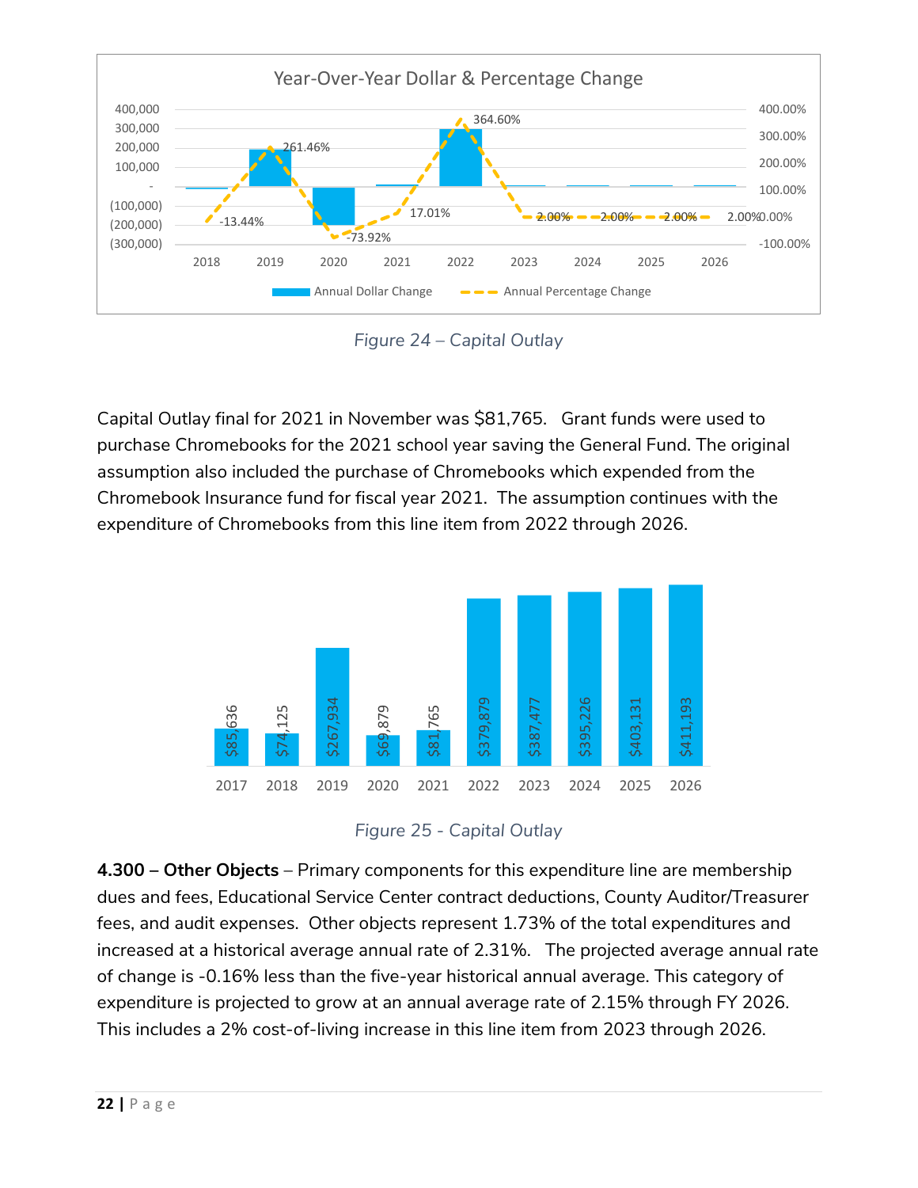Figure 24 – Capital Outlay

Capital Outlay final for 2021 in November was $81,765. Grant funds were used to purchase Chromebooks for the 2021 school year saving the General Fund. The original assumption also included the purchase of Chromebooks which expended from the Chromebook Insurance fund for fiscal year 2021. The assumption continues with the expenditure of Chromebooks from this line item from 2022 through 2026.

Figure 25 - Capital Outlay

**4.300 – Other Objects** – Primary components for this expenditure line are membership dues and fees, Educational Service Center contract deductions, County Auditor/Treasurer fees, and audit expenses. Other objects represent 1.73% of the total expenditures and increased at a historical average annual rate of 2.31%. The projected average annual rate of change is -0.16% less than the five-year historical annual average. This category of expenditure is projected to grow at an annual average rate of 2.15% through FY 2026. This includes a 2% cost-of-living increase in this line item from 2023 through 2026.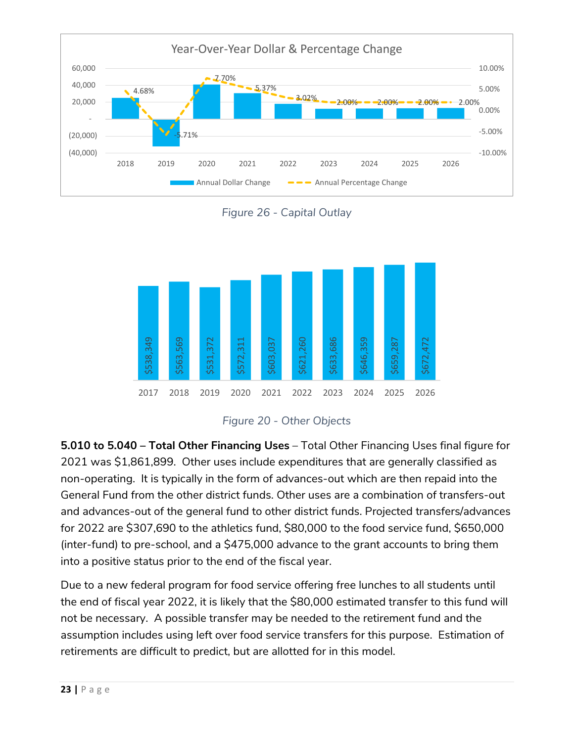Year-Over-Year Dollar & Percentage Change

| Year | Annual Percentage Change |
| --- | --- |
| 2018 | 4.68% |
| 2019 | -5.71% |
| 2020 | 7.70% |
| 2021 | 5.37% |
| 2022 | 3.02% |
| 2023 | 2.00% |
| 2024 | 2.00% |
| 2025 | 2.00% |
| 2026 | 2.00% |

*Figure 26 - Capital Outlay*

| Year | Amount |
| --- | --- |
| 2017 | $538,349 |
| 2018 | $563,569 |
| 2019 | $531,372 |
| 2020 | $572,311 |
| 2021 | $603,037 |
| 2022 | $621,260 |
| 2023 | $633,686 |
| 2024 | $646,359 |
| 2025 | $659,287 |
| 2026 | $672,472 |

*Figure 20 - Other Objects*

**5.010 to 5.040 – Total Other Financing Uses** – Total Other Financing Uses final figure for 2021 was $1,861,899. Other uses include expenditures that are generally classified as non-operating. It is typically in the form of advances-out which are then repaid into the General Fund from the other district funds. Other uses are a combination of transfers-out and advances-out of the general fund to other district funds. Projected transfers/advances for 2022 are $307,690 to the athletics fund, $80,000 to the food service fund, $650,000 (inter-fund) to pre-school, and a $475,000 advance to the grant accounts to bring them into a positive status prior to the end of the fiscal year.

Due to a new federal program for food service offering free lunches to all students until the end of fiscal year 2022, it is likely that the $80,000 estimated transfer to this fund will not be necessary. A possible transfer may be needed to the retirement fund and the assumption includes using left over food service transfers for this purpose. Estimation of retirements are difficult to predict, but are allotted for in this model.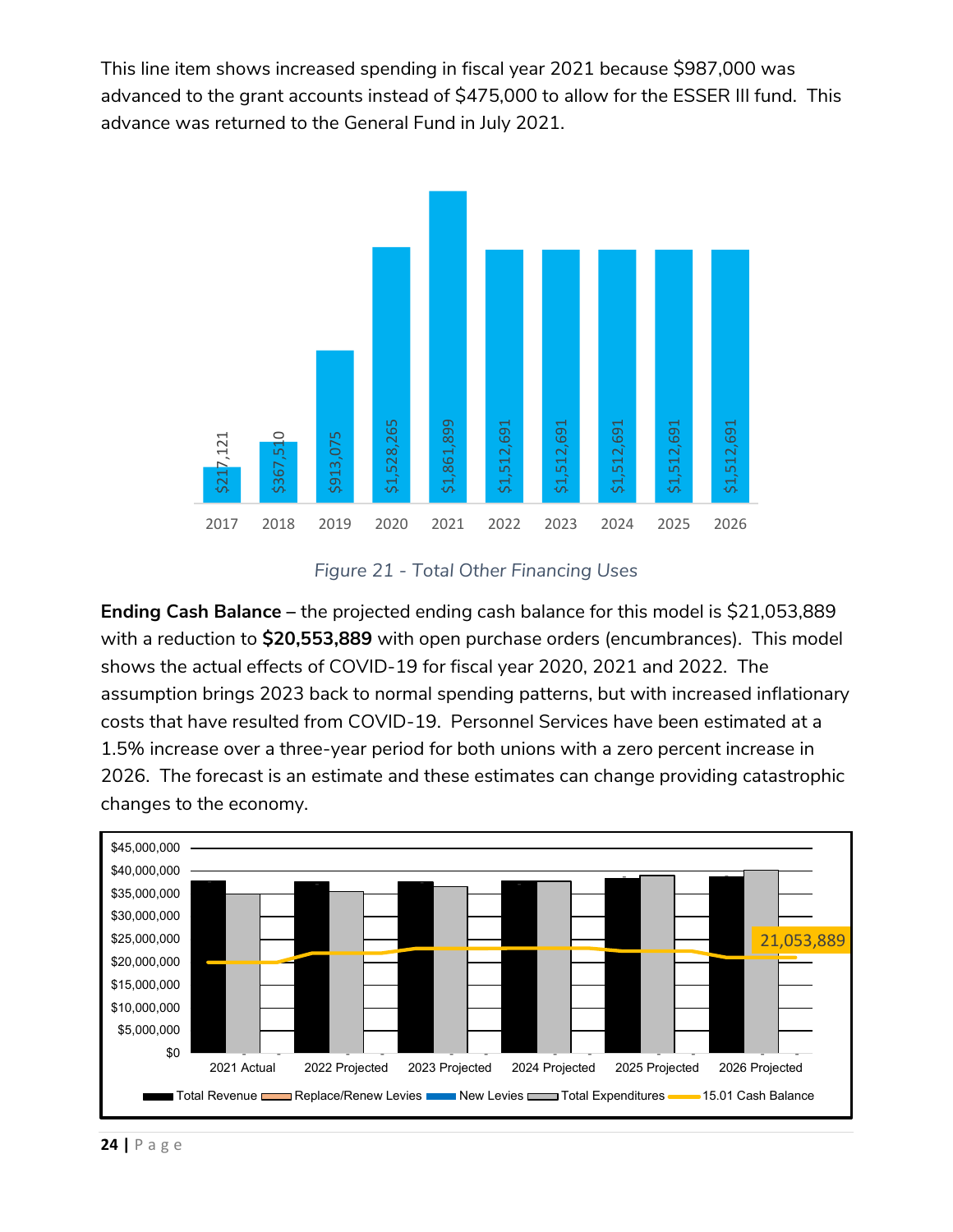This line item shows increased spending in fiscal year 2021 because $987,000 was advanced to the grant accounts instead of $475,000 to allow for the ESSER III fund. This advance was returned to the General Fund in July 2021.

| Year | Total Other Financing Uses |
|---|---|
| 2017 | $217,121 |
| 2018 | $367,510 |
| 2019 | $913,075 |
| 2020 | $1,528,265 |
| 2021 | $1,861,899 |
| 2022 | $1,512,691 |
| 2023 | $1,512,691 |
| 2024 | $1,512,691 |
| 2025 | $1,512,691 |
| 2026 | $1,512,691 |

*Figure 21 - Total Other Financing Uses*

**Ending Cash Balance** – the projected ending cash balance for this model is $21,053,889 with a reduction to **$20,553,889** with open purchase orders (encumbrances). This model shows the actual effects of COVID-19 for fiscal year 2020, 2021 and 2022. The assumption brings 2023 back to normal spending patterns, but with increased inflationary costs that have resulted from COVID-19. Personnel Services have been estimated at a 1.5% increase over a three-year period for both unions with a zero percent increase in 2026. The forecast is an estimate and these estimates can change providing catastrophic changes to the economy.

Chart: 2021 Actual, 2022 Projected, 2023 Projected, 2024 Projected, 2025 Projected, 2026 Projected — Total Revenue, Replace/Renew Levies, New Levies, Total Expenditures, 15.01 Cash Balance (21,053,889)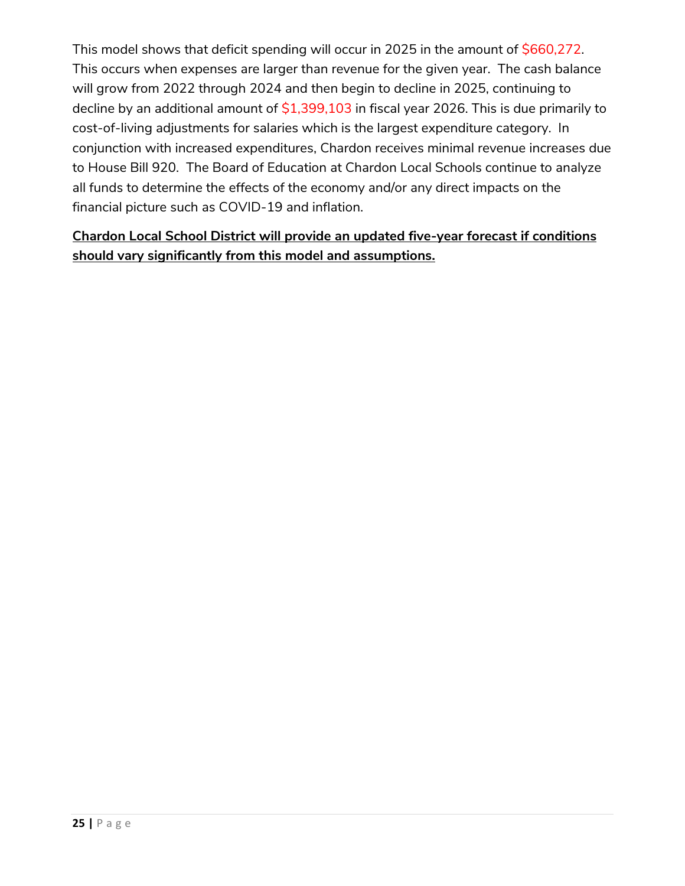This model shows that deficit spending will occur in 2025 in the amount of $660,272. This occurs when expenses are larger than revenue for the given year. The cash balance will grow from 2022 through 2024 and then begin to decline in 2025, continuing to decline by an additional amount of $1,399,103 in fiscal year 2026. This is due primarily to cost-of-living adjustments for salaries which is the largest expenditure category. In conjunction with increased expenditures, Chardon receives minimal revenue increases due to House Bill 920. The Board of Education at Chardon Local Schools continue to analyze all funds to determine the effects of the economy and/or any direct impacts on the financial picture such as COVID-19 and inflation.

**Chardon Local School District will provide an updated five-year forecast if conditions should vary significantly from this model and assumptions.**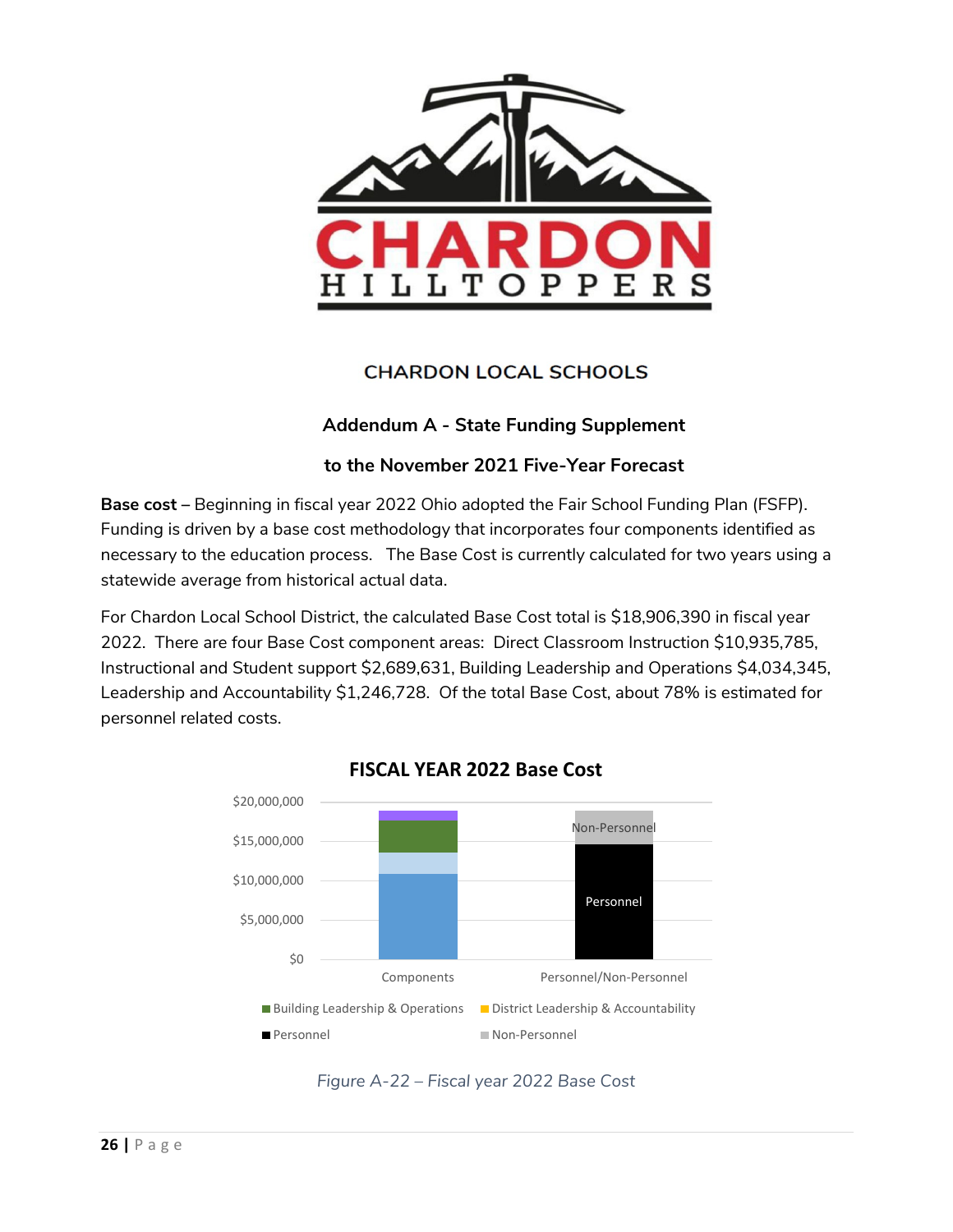CHARDON HILLTOPPERS

CHARDON LOCAL SCHOOLS

## Addendum A - State Funding Supplement

## to the November 2021 Five-Year Forecast

**Base cost** – Beginning in fiscal year 2022 Ohio adopted the Fair School Funding Plan (FSFP). Funding is driven by a base cost methodology that incorporates four components identified as necessary to the education process. The Base Cost is currently calculated for two years using a statewide average from historical actual data.

For Chardon Local School District, the calculated Base Cost total is $18,906,390 in fiscal year 2022. There are four Base Cost component areas: Direct Classroom Instruction $10,935,785, Instructional and Student support $2,689,631, Building Leadership and Operations $4,034,345, Leadership and Accountability $1,246,728. Of the total Base Cost, about 78% is estimated for personnel related costs.

**FISCAL YEAR 2022 Base Cost**

$20,000,000
$15,000,000
$10,000,000
$5,000,000
$0

Components | Personnel/Non-Personnel

Non-Personnel
Personnel

Building Leadership & Operations | District Leadership & Accountability
Personnel | Non-Personnel

*Figure A-22 – Fiscal year 2022 Base Cost*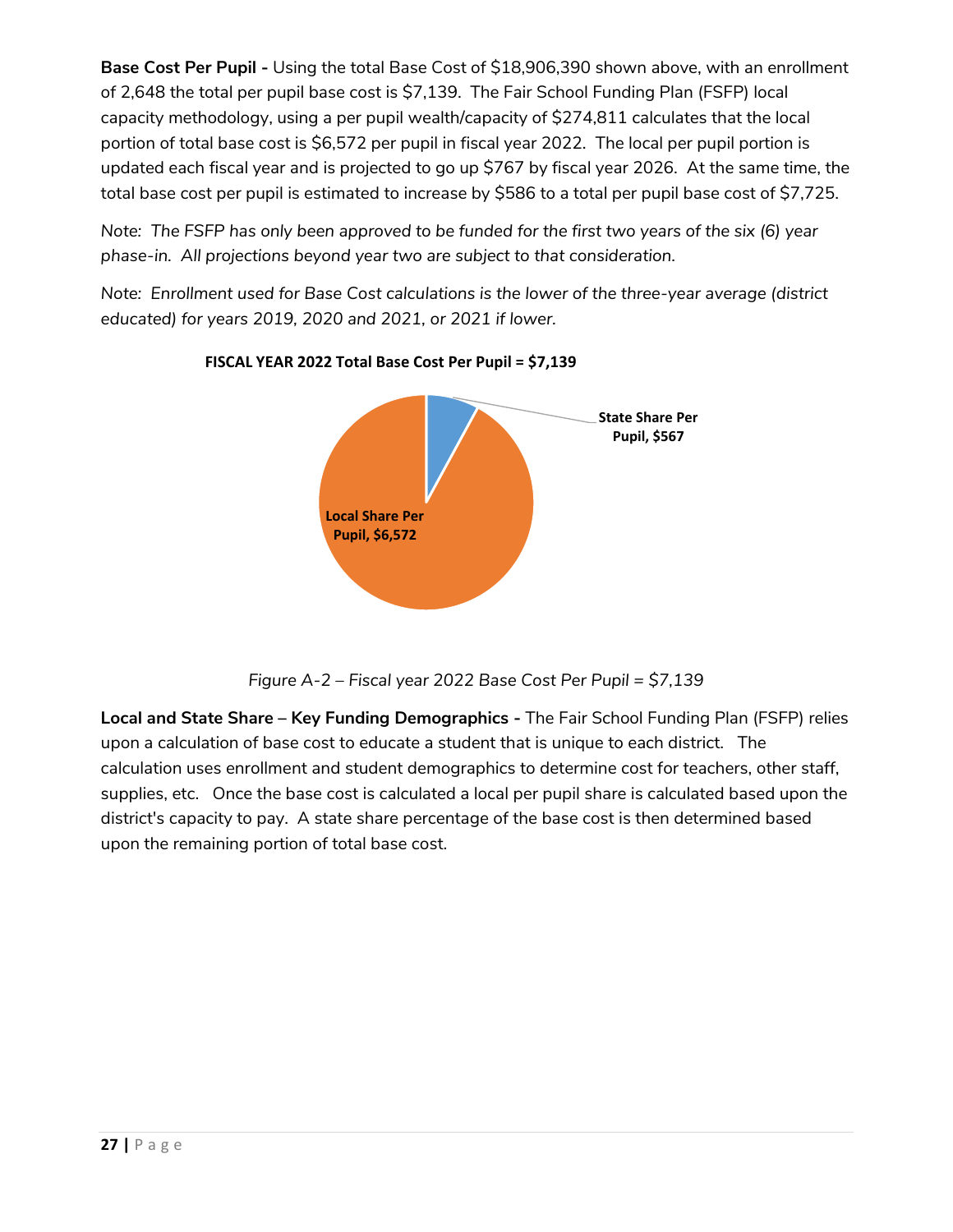**Base Cost Per Pupil -** Using the total Base Cost of $18,906,390 shown above, with an enrollment of 2,648 the total per pupil base cost is $7,139. The Fair School Funding Plan (FSFP) local capacity methodology, using a per pupil wealth/capacity of $274,811 calculates that the local portion of total base cost is $6,572 per pupil in fiscal year 2022. The local per pupil portion is updated each fiscal year and is projected to go up $767 by fiscal year 2026. At the same time, the total base cost per pupil is estimated to increase by $586 to a total per pupil base cost of $7,725.

*Note: The FSFP has only been approved to be funded for the first two years of the six (6) year phase-in. All projections beyond year two are subject to that consideration.*

*Note: Enrollment used for Base Cost calculations is the lower of the three-year average (district educated) for years 2019, 2020 and 2021, or 2021 if lower.*

**FISCAL YEAR 2022 Total Base Cost Per Pupil = $7,139**

State Share Per Pupil, $567

Local Share Per Pupil, $6,572

*Figure A-2 – Fiscal year 2022 Base Cost Per Pupil = $7,139*

**Local and State Share – Key Funding Demographics -** The Fair School Funding Plan (FSFP) relies upon a calculation of base cost to educate a student that is unique to each district. The calculation uses enrollment and student demographics to determine cost for teachers, other staff, supplies, etc. Once the base cost is calculated a local per pupil share is calculated based upon the district's capacity to pay. A state share percentage of the base cost is then determined based upon the remaining portion of total base cost.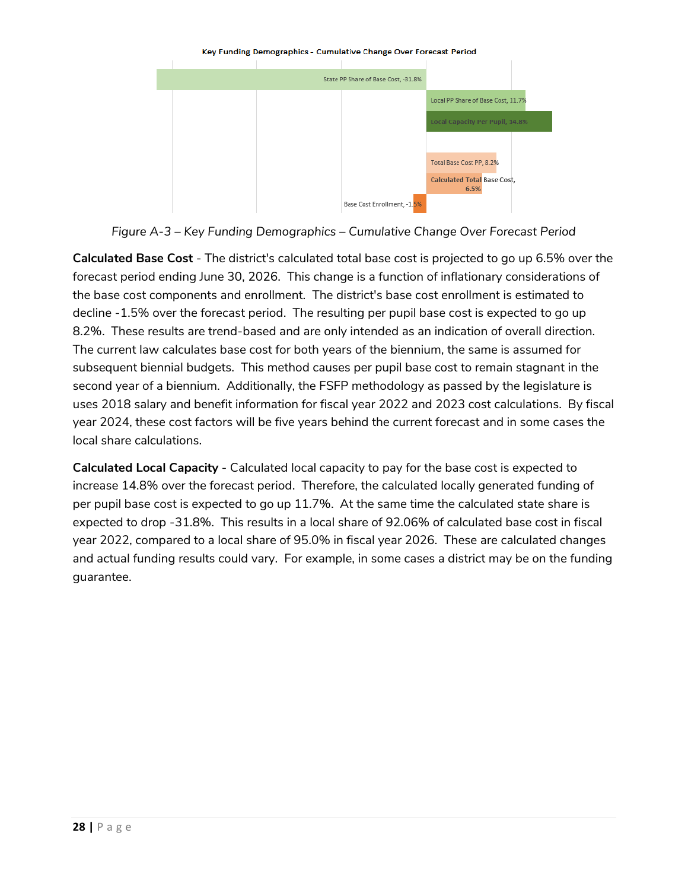Key Funding Demographics - Cumulative Change Over Forecast Period

State PP Share of Base Cost, -31.8%

Local PP Share of Base Cost, 11.7%

Local Capacity Per Pupil, 14.8%

Total Base Cost PP, 8.2%

Calculated Total Base Cost, 6.5%

Base Cost Enrollment, -1.5%

*Figure A-3 – Key Funding Demographics – Cumulative Change Over Forecast Period*

**Calculated Base Cost** - The district's calculated total base cost is projected to go up 6.5% over the forecast period ending June 30, 2026. This change is a function of inflationary considerations of the base cost components and enrollment. The district's base cost enrollment is estimated to decline -1.5% over the forecast period. The resulting per pupil base cost is expected to go up 8.2%. These results are trend-based and are only intended as an indication of overall direction. The current law calculates base cost for both years of the biennium, the same is assumed for subsequent biennial budgets. This method causes per pupil base cost to remain stagnant in the second year of a biennium. Additionally, the FSFP methodology as passed by the legislature is uses 2018 salary and benefit information for fiscal year 2022 and 2023 cost calculations. By fiscal year 2024, these cost factors will be five years behind the current forecast and in some cases the local share calculations.

**Calculated Local Capacity** - Calculated local capacity to pay for the base cost is expected to increase 14.8% over the forecast period. Therefore, the calculated locally generated funding of per pupil base cost is expected to go up 11.7%. At the same time the calculated state share is expected to drop -31.8%. This results in a local share of 92.06% of calculated base cost in fiscal year 2022, compared to a local share of 95.0% in fiscal year 2026. These are calculated changes and actual funding results could vary. For example, in some cases a district may be on the funding guarantee.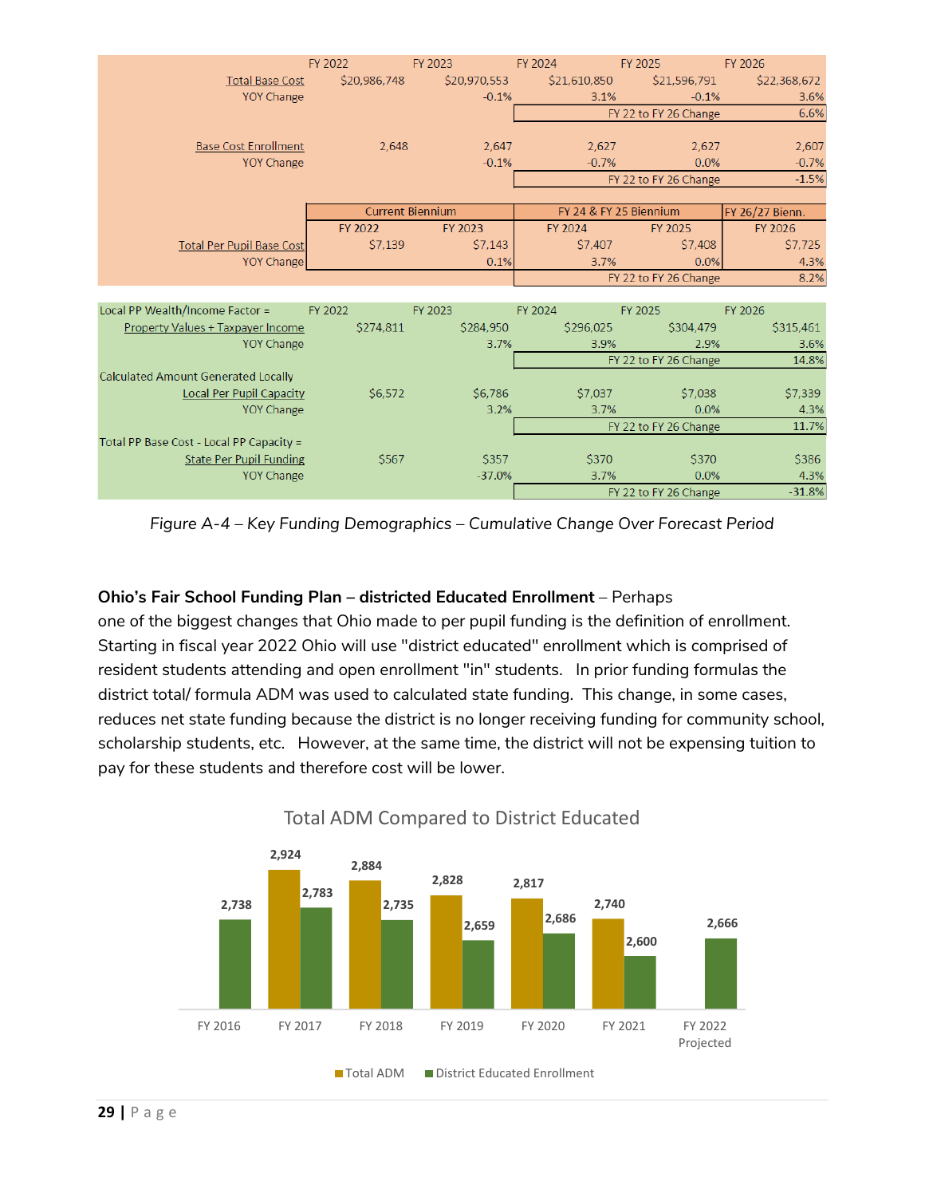| | FY 2022 | FY 2023 | FY 2024 | FY 2025 | FY 2026 |
|---|---|---|---|---|---|
| Total Base Cost | $20,986,748 | $20,970,553 | $21,610,850 | $21,596,791 | $22,368,672 |
| YOY Change | | -0.1% | 3.1% | -0.1% | 3.6% |
| | | | FY 22 to FY 26 Change | | 6.6% |
| Base Cost Enrollment | 2,648 | 2,647 | 2,627 | 2,627 | 2,607 |
| YOY Change | | -0.1% | -0.7% | 0.0% | -0.7% |
| | | | FY 22 to FY 26 Change | | -1.5% |

| | Current Biennium | | FY 24 & FY 25 Biennium | | FY 26/27 Bienn. |
|---|---|---|---|---|---|
| | FY 2022 | FY 2023 | FY 2024 | FY 2025 | FY 2026 |
| Total Per Pupil Base Cost | $7,139 | $7,143 | $7,407 | $7,408 | $7,725 |
| YOY Change | | 0.1% | 3.7% | 0.0% | 4.3% |
| | | | FY 22 to FY 26 Change | | 8.2% |

| Local PP Wealth/Income Factor = | FY 2022 | FY 2023 | FY 2024 | FY 2025 | FY 2026 |
|---|---|---|---|---|---|
| Property Values + Taxpayer Income | $274,811 | $284,950 | $296,025 | $304,479 | $315,461 |
| YOY Change | | 3.7% | 3.9% | 2.9% | 3.6% |
| | | | FY 22 to FY 26 Change | | 14.8% |
| Calculated Amount Generated Locally | | | | | |
| Local Per Pupil Capacity | $6,572 | $6,786 | $7,037 | $7,038 | $7,339 |
| YOY Change | | 3.2% | 3.7% | 0.0% | 4.3% |
| | | | FY 22 to FY 26 Change | | 11.7% |
| Total PP Base Cost - Local PP Capacity = | | | | | |
| State Per Pupil Funding | $567 | $357 | $370 | $370 | $386 |
| YOY Change | | -37.0% | 3.7% | 0.0% | 4.3% |
| | | | FY 22 to FY 26 Change | | -31.8% |

*Figure A-4 – Key Funding Demographics – Cumulative Change Over Forecast Period*

**Ohio's Fair School Funding Plan – districted Educated Enrollment** – Perhaps one of the biggest changes that Ohio made to per pupil funding is the definition of enrollment. Starting in fiscal year 2022 Ohio will use "district educated" enrollment which is comprised of resident students attending and open enrollment "in" students. In prior funding formulas the district total/ formula ADM was used to calculated state funding. This change, in some cases, reduces net state funding because the district is no longer receiving funding for community school, scholarship students, etc. However, at the same time, the district will not be expensing tuition to pay for these students and therefore cost will be lower.

**Total ADM Compared to District Educated**

| | Total ADM | District Educated Enrollment |
|---|---|---|
| FY 2016 | | 2,738 |
| FY 2017 | 2,924 | 2,783 |
| FY 2018 | 2,884 | 2,735 |
| FY 2019 | 2,828 | 2,659 |
| FY 2020 | 2,817 | 2,686 |
| FY 2021 | 2,740 | 2,600 |
| FY 2022 Projected | | 2,666 |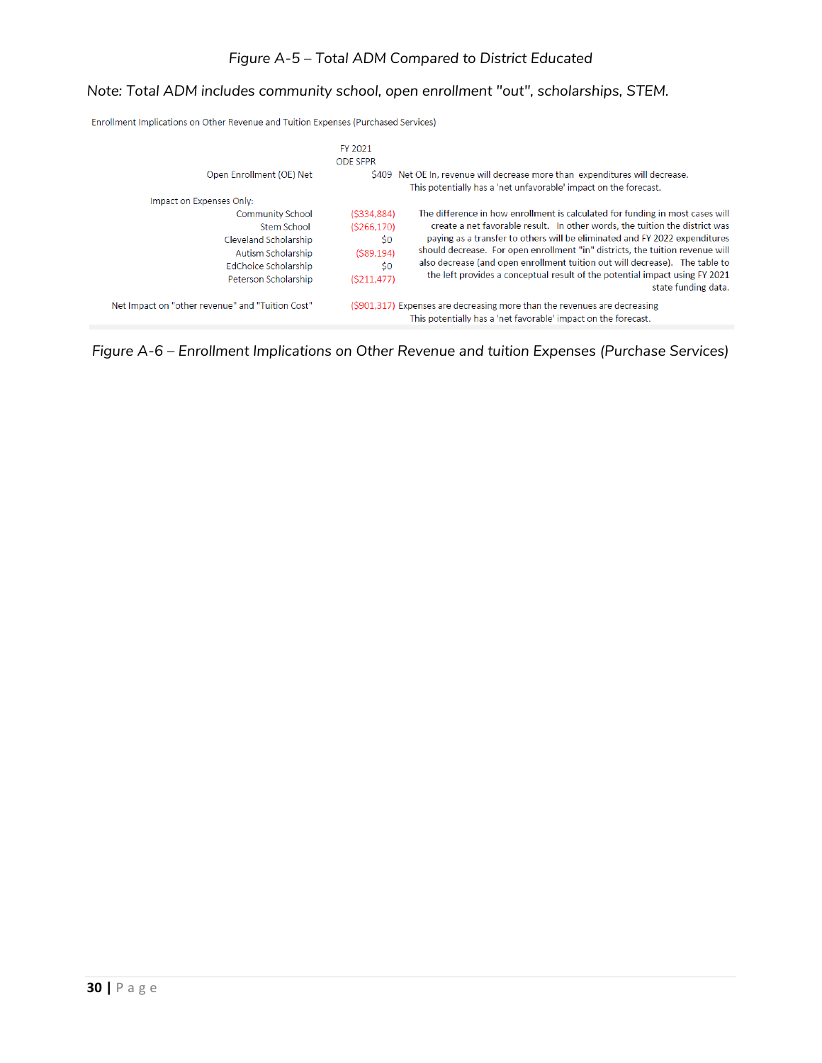*Figure A-5 – Total ADM Compared to District Educated*

*Note: Total ADM includes community school, open enrollment "out", scholarships, STEM.*

Enrollment Implications on Other Revenue and Tuition Expenses (Purchased Services)

| | FY 2021 ODE SFPR | |
|---|---|---|
| Open Enrollment (OE) Net | $409 | Net OE In, revenue will decrease more than expenditures will decrease. This potentially has a 'net unfavorable' impact on the forecast. |
| Impact on Expenses Only: | | |
| Community School | ($334,884) | The difference in how enrollment is calculated for funding in most cases will create a net favorable result. In other words, the tuition the district was paying as a transfer to others will be eliminated and FY 2022 expenditures should decrease. For open enrollment "in" districts, the tuition revenue will also decrease (and open enrollment tuition out will decrease). The table to the left provides a conceptual result of the potential impact using FY 2021 state funding data. |
| Stem School | ($266,170) | |
| Cleveland Scholarship | $0 | |
| Autism Scholarship | ($89,194) | |
| EdChoice Scholarship | $0 | |
| Peterson Scholarship | ($211,477) | |
| Net Impact on "other revenue" and "Tuition Cost" | ($901,317) | Expenses are decreasing more than the revenues are decreasing. This potentially has a 'net favorable' impact on the forecast. |

*Figure A-6 – Enrollment Implications on Other Revenue and tuition Expenses (Purchase Services)*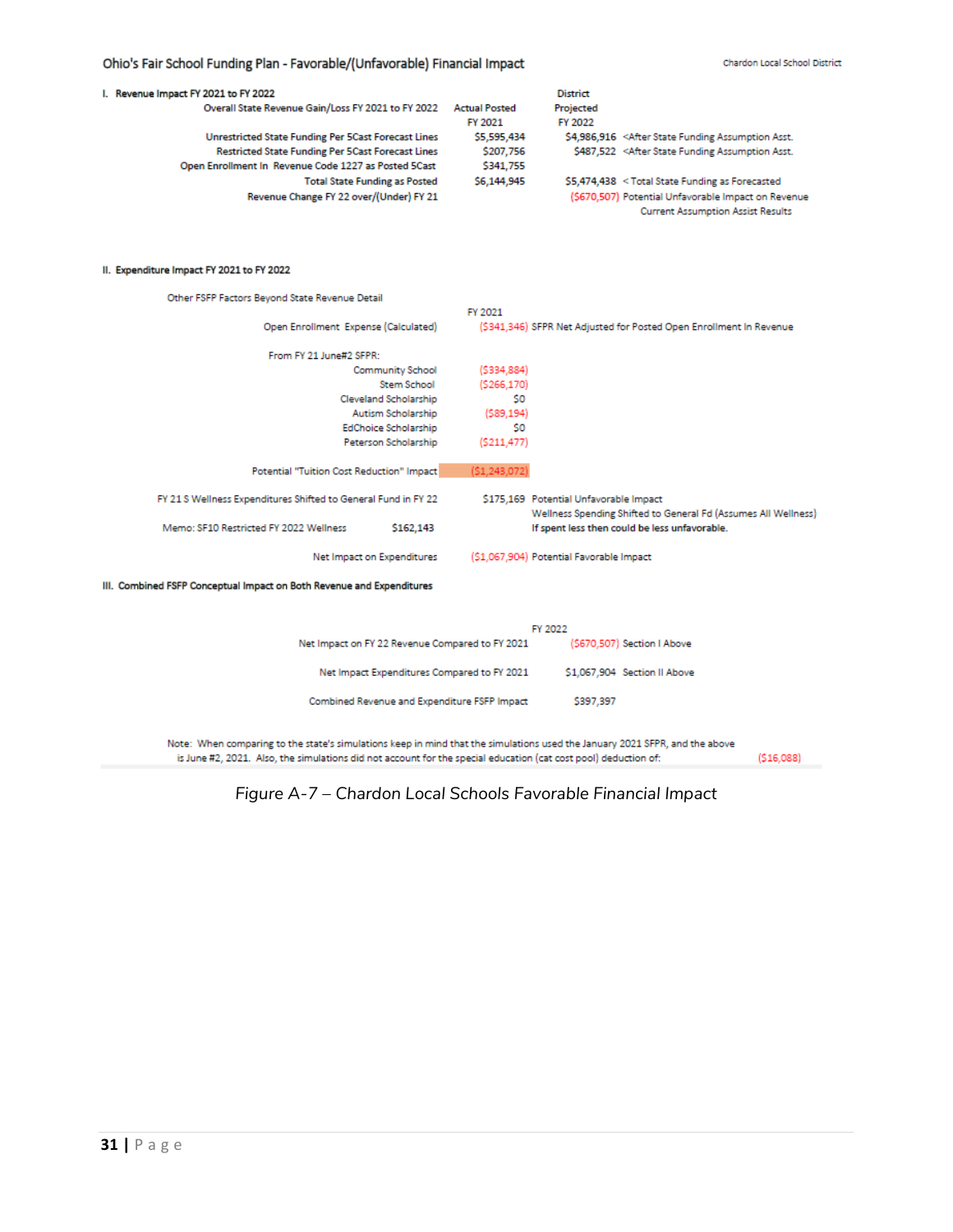## Ohio's Fair School Funding Plan - Favorable/(Unfavorable) Financial Impact

Chardon Local School District

**I. Revenue Impact FY 2021 to FY 2022**

| Overall State Revenue Gain/Loss FY 2021 to FY 2022 | Actual Posted FY 2021 | District Projected FY 2022 | |
|---|---|---|---|
| Unrestricted State Funding Per 5Cast Forecast Lines | $5,595,434 | $4,986,916 | <After State Funding Assumption Asst. |
| Restricted State Funding Per 5Cast Forecast Lines | $207,756 | $487,522 | <After State Funding Assumption Asst. |
| Open Enrollment In Revenue Code 1227 as Posted 5Cast | $341,755 | | |
| Total State Funding as Posted | $6,144,945 | $5,474,438 | < Total State Funding as Forecasted |
| Revenue Change FY 22 over/(Under) FY 21 | | ($670,507) | Potential Unfavorable Impact on Revenue Current Assumption Assist Results |

**II. Expenditure Impact FY 2021 to FY 2022**

| Other FSFP Factors Beyond State Revenue Detail | | FY 2021 | |
|---|---|---|---|
| Open Enrollment Expense (Calculated) | | ($341,346) | SFPR Net Adjusted for Posted Open Enrollment In Revenue |
| From FY 21 June#2 SFPR: | | | |
| Community School | | ($334,884) | |
| Stem School | | ($266,170) | |
| Cleveland Scholarship | | $0 | |
| Autism Scholarship | | ($89,194) | |
| EdChoice Scholarship | | $0 | |
| Peterson Scholarship | | ($211,477) | |
| Potential "Tuition Cost Reduction" Impact | | ($1,243,072) | |
| FY 21 S Wellness Expenditures Shifted to General Fund in FY 22 | | $175,169 | Potential Unfavorable Impact Wellness Spending Shifted to General Fd (Assumes All Wellness) |
| Memo: SF10 Restricted FY 2022 Wellness | $162,143 | | If spent less then could be less unfavorable. |
| Net Impact on Expenditures | | ($1,067,904) | Potential Favorable Impact |

**III. Combined FSFP Conceptual Impact on Both Revenue and Expenditures**

| | FY 2022 | |
|---|---|---|
| Net Impact on FY 22 Revenue Compared to FY 2021 | ($670,507) | Section I Above |
| Net Impact Expenditures Compared to FY 2021 | $1,067,904 | Section II Above |
| Combined Revenue and Expenditure FSFP Impact | $397,397 | |

Note: When comparing to the state's simulations keep in mind that the simulations used the January 2021 SFPR, and the above is June #2, 2021. Also, the simulations did not account for the special education (cat cost pool) deduction of: ($16,088)

*Figure A-7 – Chardon Local Schools Favorable Financial Impact*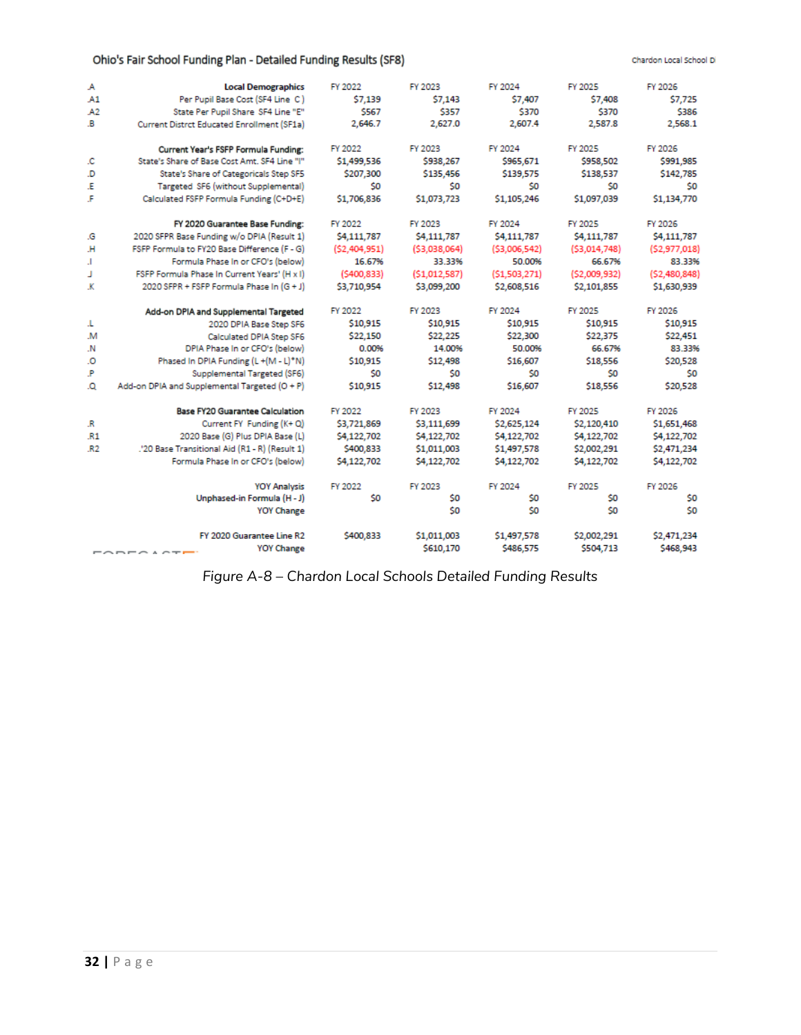## Ohio's Fair School Funding Plan - Detailed Funding Results (SF8)

Chardon Local School D

| | | FY 2022 | FY 2023 | FY 2024 | FY 2025 | FY 2026 |
|---|---|---|---|---|---|---|
| .A | **Local Demographics** | FY 2022 | FY 2023 | FY 2024 | FY 2025 | FY 2026 |
| .A1 | Per Pupil Base Cost (SF4 Line C) | $7,139 | $7,143 | $7,407 | $7,408 | $7,725 |
| .A2 | State Per Pupil Share SF4 Line "E" | $567 | $357 | $370 | $370 | $386 |
| .B | Current Distrct Educated Enrollment (SF1a) | 2,646.7 | 2,627.0 | 2,607.4 | 2,587.8 | 2,568.1 |
| | **Current Year's FSFP Formula Funding:** | FY 2022 | FY 2023 | FY 2024 | FY 2025 | FY 2026 |
| .C | State's Share of Base Cost Amt. SF4 Line "I" | $1,499,536 | $938,267 | $965,671 | $958,502 | $991,985 |
| .D | State's Share of Categoricals Step SF5 | $207,300 | $135,456 | $139,575 | $138,537 | $142,785 |
| .E | Targeted SF6 (without Supplemental) | $0 | $0 | $0 | $0 | $0 |
| .F | Calculated FSFP Formula Funding (C+D+E) | $1,706,836 | $1,073,723 | $1,105,246 | $1,097,039 | $1,134,770 |
| | **FY 2020 Guarantee Base Funding:** | FY 2022 | FY 2023 | FY 2024 | FY 2025 | FY 2026 |
| .G | 2020 SFPR Base Funding w/o DPIA (Result 1) | $4,111,787 | $4,111,787 | $4,111,787 | $4,111,787 | $4,111,787 |
| .H | FSFP Formula to FY20 Base Difference (F - G) | ($2,404,951) | ($3,038,064) | ($3,006,542) | ($3,014,748) | ($2,977,018) |
| .I | Formula Phase In or CFO's (below) | 16.67% | 33.33% | 50.00% | 66.67% | 83.33% |
| .J | FSFP Formula Phase In Current Years' (H x I) | ($400,833) | ($1,012,587) | ($1,503,271) | ($2,009,932) | ($2,480,848) |
| .K | 2020 SFPR + FSFP Formula Phase In (G + J) | $3,710,954 | $3,099,200 | $2,608,516 | $2,101,855 | $1,630,939 |
| | **Add-on DPIA and Supplemental Targeted** | FY 2022 | FY 2023 | FY 2024 | FY 2025 | FY 2026 |
| .L | 2020 DPIA Base Step SF6 | $10,915 | $10,915 | $10,915 | $10,915 | $10,915 |
| .M | Calculated DPIA Step SF6 | $22,150 | $22,225 | $22,300 | $22,375 | $22,451 |
| .N | DPIA Phase In or CFO's (below) | 0.00% | 14.00% | 50.00% | 66.67% | 83.33% |
| .O | Phased In DPIA Funding (L +(M - L)*N) | $10,915 | $12,498 | $16,607 | $18,556 | $20,528 |
| .P | Supplemental Targeted (SF6) | $0 | $0 | $0 | $0 | $0 |
| .Q | Add-on DPIA and Supplemental Targeted (O + P) | $10,915 | $12,498 | $16,607 | $18,556 | $20,528 |
| | **Base FY20 Guarantee Calculation** | FY 2022 | FY 2023 | FY 2024 | FY 2025 | FY 2026 |
| .R | Current FY Funding (K+ Q) | $3,721,869 | $3,111,699 | $2,625,124 | $2,120,410 | $1,651,468 |
| .R1 | 2020 Base (G) Plus DPIA Base (L) | $4,122,702 | $4,122,702 | $4,122,702 | $4,122,702 | $4,122,702 |
| .R2 | .'20 Base Transitional Aid (R1 - R) (Result 1) | $400,833 | $1,011,003 | $1,497,578 | $2,002,291 | $2,471,234 |
| | Formula Phase In or CFO's (below) | $4,122,702 | $4,122,702 | $4,122,702 | $4,122,702 | $4,122,702 |
| | YOY Analysis | FY 2022 | FY 2023 | FY 2024 | FY 2025 | FY 2026 |
| | Unphased-in Formula (H - J) | $0 | $0 | $0 | $0 | $0 |
| | YOY Change | | $0 | $0 | $0 | $0 |
| | FY 2020 Guarantee Line R2 | $400,833 | $1,011,003 | $1,497,578 | $2,002,291 | $2,471,234 |
| | YOY Change | | $610,170 | $486,575 | $504,713 | $468,943 |

*Figure A-8 – Chardon Local Schools Detailed Funding Results*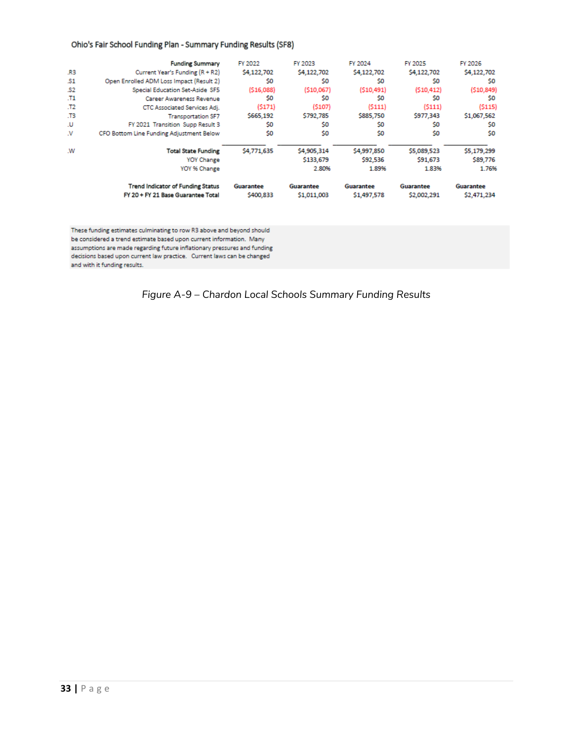Ohio's Fair School Funding Plan - Summary Funding Results (SF8)

| | Funding Summary | FY 2022 | FY 2023 | FY 2024 | FY 2025 | FY 2026 |
|---|---|---|---|---|---|---|
| .R3 | Current Year's Funding (R + R2) | $4,122,702 | $4,122,702 | $4,122,702 | $4,122,702 | $4,122,702 |
| .S1 | Open Enrolled ADM Loss Impact (Result 2) | $0 | $0 | $0 | $0 | $0 |
| .S2 | Special Education Set-Aside SF5 | ($16,088) | ($10,067) | ($10,491) | ($10,412) | ($10,849) |
| .T1 | Career Awareness Revenue | $0 | $0 | $0 | $0 | $0 |
| .T2 | CTC Associated Services Adj. | ($171) | ($107) | ($111) | ($111) | ($115) |
| .T3 | Transportation SF7 | $665,192 | $792,785 | $885,750 | $977,343 | $1,067,562 |
| .U | FY 2021 Transition Supp Result 3 | $0 | $0 | $0 | $0 | $0 |
| .V | CFO Bottom Line Funding Adjustment Below | $0 | $0 | $0 | $0 | $0 |
| .W | **Total State Funding** | $4,771,635 | $4,905,314 | $4,997,850 | $5,089,523 | $5,179,299 |
| | YOY Change | | $133,679 | $92,536 | $91,673 | $89,776 |
| | YOY % Change | | 2.80% | 1.89% | 1.83% | 1.76% |
| | **Trend Indicator of Funding Status** | **Guarantee** | **Guarantee** | **Guarantee** | **Guarantee** | **Guarantee** |
| | **FY 20 + FY 21 Base Guarantee Total** | $400,833 | $1,011,003 | $1,497,578 | $2,002,291 | $2,471,234 |

These funding estimates culminating to row R3 above and beyond should be considered a trend estimate based upon current information. Many assumptions are made regarding future inflationary pressures and funding decisions based upon current law practice. Current laws can be changed and with it funding results.

*Figure A-9 – Chardon Local Schools Summary Funding Results*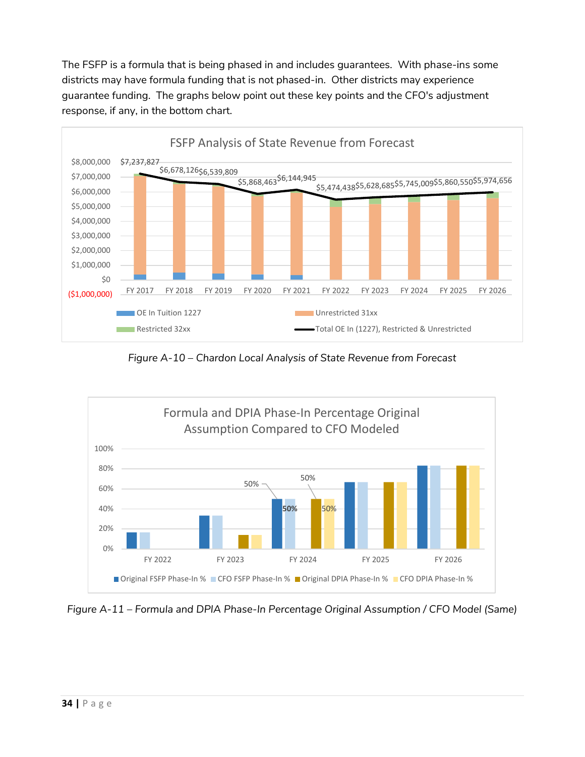The FSFP is a formula that is being phased in and includes guarantees. With phase-ins some districts may have formula funding that is not phased-in. Other districts may experience guarantee funding. The graphs below point out these key points and the CFO's adjustment response, if any, in the bottom chart.

*Figure A-10 – Chardon Local Analysis of State Revenue from Forecast*

*Figure A-11 – Formula and DPIA Phase-In Percentage Original Assumption / CFO Model (Same)*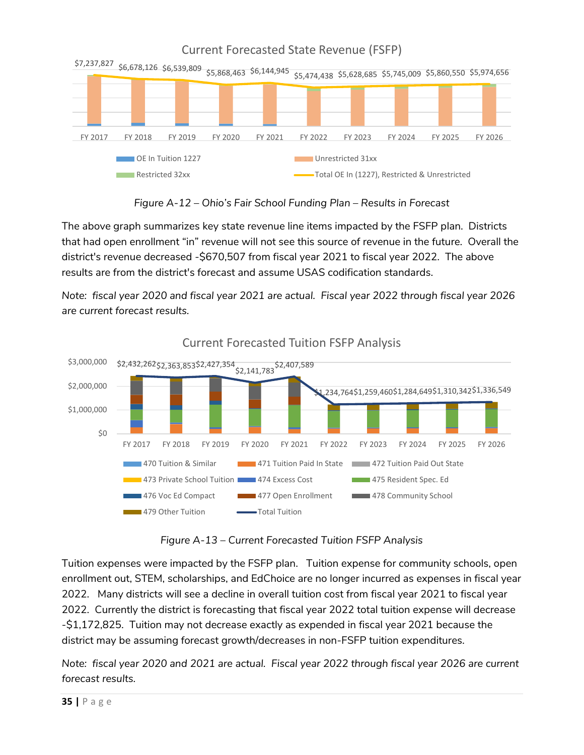Figure A-12 – Ohio's Fair School Funding Plan – Results in Forecast

The above graph summarizes key state revenue line items impacted by the FSFP plan. Districts that had open enrollment "in" revenue will not see this source of revenue in the future. Overall the district's revenue decreased -$670,507 from fiscal year 2021 to fiscal year 2022. The above results are from the district's forecast and assume USAS codification standards.

*Note: fiscal year 2020 and fiscal year 2021 are actual. Fiscal year 2022 through fiscal year 2026 are current forecast results.*

Figure A-13 – Current Forecasted Tuition FSFP Analysis

Tuition expenses were impacted by the FSFP plan. Tuition expense for community schools, open enrollment out, STEM, scholarships, and EdChoice are no longer incurred as expenses in fiscal year 2022. Many districts will see a decline in overall tuition cost from fiscal year 2021 to fiscal year 2022. Currently the district is forecasting that fiscal year 2022 total tuition expense will decrease -$1,172,825. Tuition may not decrease exactly as expended in fiscal year 2021 because the district may be assuming forecast growth/decreases in non-FSFP tuition expenditures.

*Note: fiscal year 2020 and 2021 are actual. Fiscal year 2022 through fiscal year 2026 are current forecast results.*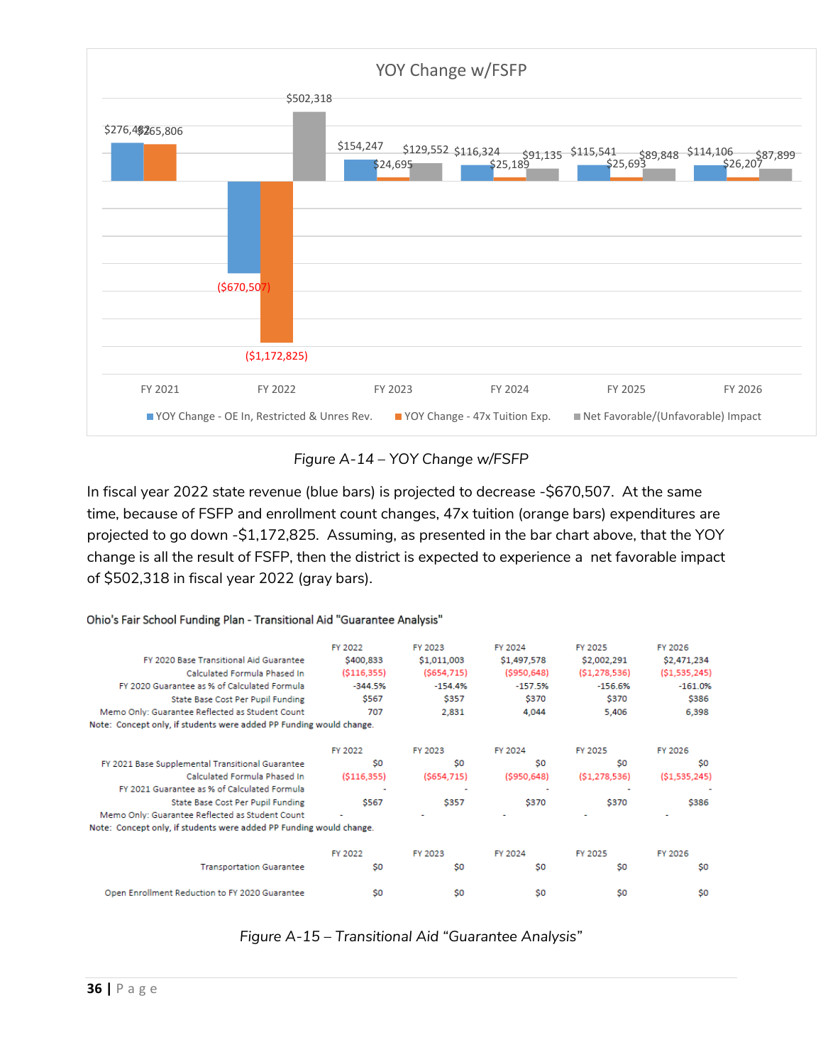## YOY Change w/FSFP

| | FY 2021 | FY 2022 | FY 2023 | FY 2024 | FY 2025 | FY 2026 |
|---|---|---|---|---|---|---|
| YOY Change - OE In, Restricted & Unres Rev. | $276,482 | ($670,507) | $154,247 | $116,324 | $115,541 | $114,106 |
| YOY Change - 47x Tuition Exp. | $265,806 | ($1,172,825) | $24,695 | $25,189 | $25,693 | $26,207 |
| Net Favorable/(Unfavorable) Impact | | $502,318 | $129,552 | $91,135 | $89,848 | $87,899 |

*Figure A-14 – YOY Change w/FSFP*

In fiscal year 2022 state revenue (blue bars) is projected to decrease -$670,507. At the same time, because of FSFP and enrollment count changes, 47x tuition (orange bars) expenditures are projected to go down -$1,172,825. Assuming, as presented in the bar chart above, that the YOY change is all the result of FSFP, then the district is expected to experience a net favorable impact of $502,318 in fiscal year 2022 (gray bars).

**Ohio's Fair School Funding Plan - Transitional Aid "Guarantee Analysis"**

| | FY 2022 | FY 2023 | FY 2024 | FY 2025 | FY 2026 |
|---|---|---|---|---|---|
| FY 2020 Base Transitional Aid Guarantee | $400,833 | $1,011,003 | $1,497,578 | $2,002,291 | $2,471,234 |
| Calculated Formula Phased In | ($116,355) | ($654,715) | ($950,648) | ($1,278,536) | ($1,535,245) |
| FY 2020 Guarantee as % of Calculated Formula | -344.5% | -154.4% | -157.5% | -156.6% | -161.0% |
| State Base Cost Per Pupil Funding | $567 | $357 | $370 | $370 | $386 |
| Memo Only: Guarantee Reflected as Student Count | 707 | 2,831 | 4,044 | 5,406 | 6,398 |

Note: Concept only, if students were added PP Funding would change.

| | FY 2022 | FY 2023 | FY 2024 | FY 2025 | FY 2026 |
|---|---|---|---|---|---|
| FY 2021 Base Supplemental Transitional Guarantee | $0 | $0 | $0 | $0 | $0 |
| Calculated Formula Phased In | ($116,355) | ($654,715) | ($950,648) | ($1,278,536) | ($1,535,245) |
| FY 2021 Guarantee as % of Calculated Formula | - | - | - | - | - |
| State Base Cost Per Pupil Funding | $567 | $357 | $370 | $370 | $386 |
| Memo Only: Guarantee Reflected as Student Count | - | - | - | - | - |

Note: Concept only, if students were added PP Funding would change.

| | FY 2022 | FY 2023 | FY 2024 | FY 2025 | FY 2026 |
|---|---|---|---|---|---|
| Transportation Guarantee | $0 | $0 | $0 | $0 | $0 |
| Open Enrollment Reduction to FY 2020 Guarantee | $0 | $0 | $0 | $0 | $0 |

*Figure A-15 – Transitional Aid "Guarantee Analysis"*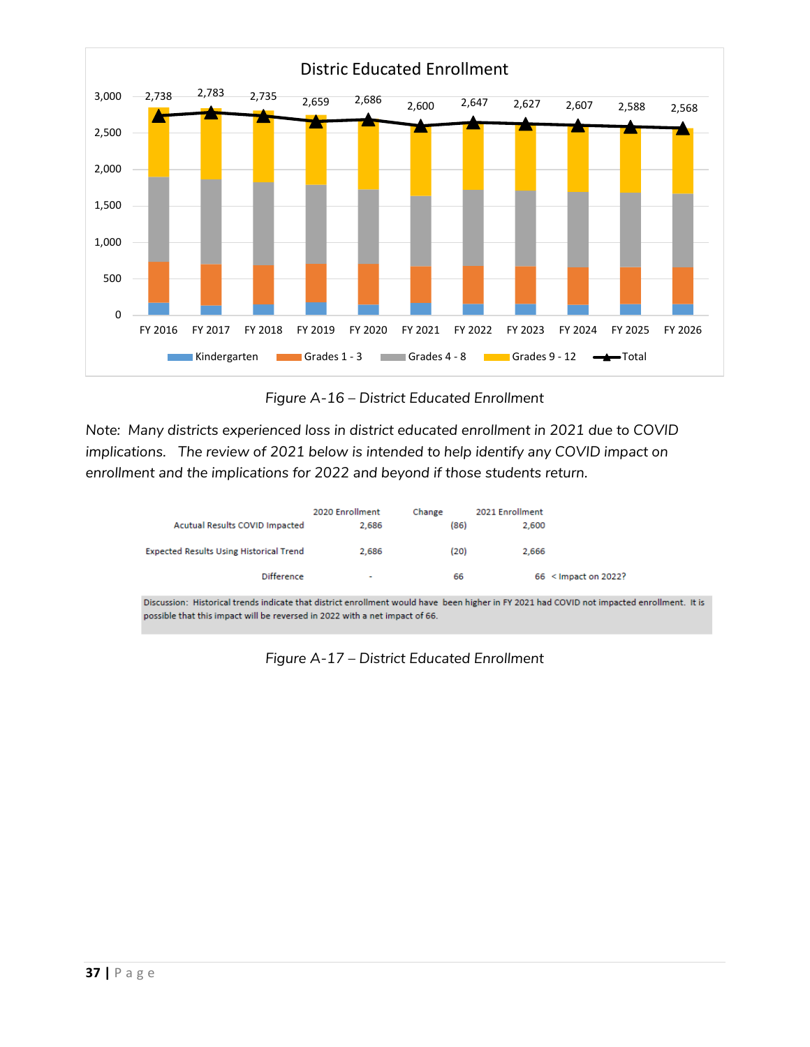Distric Educated Enrollment

3,000
2,500
2,000
1,500
1,000
500
0

2,738 2,783 2,735 2,659 2,686 2,600 2,647 2,627 2,607 2,588 2,568

FY 2016 FY 2017 FY 2018 FY 2019 FY 2020 FY 2021 FY 2022 FY 2023 FY 2024 FY 2025 FY 2026

Kindergarten Grades 1 - 3 Grades 4 - 8 Grades 9 - 12 Total

*Figure A-16 – District Educated Enrollment*

*Note: Many districts experienced loss in district educated enrollment in 2021 due to COVID implications. The review of 2021 below is intended to help identify any COVID impact on enrollment and the implications for 2022 and beyond if those students return.*

| | 2020 Enrollment | Change | 2021 Enrollment | |
|---|---|---|---|---|
| Acutual Results COVID Impacted | 2,686 | (86) | 2,600 | |
| Expected Results Using Historical Trend | 2,686 | (20) | 2,666 | |
| Difference | - | 66 | 66 | < Impact on 2022? |

Discussion: Historical trends indicate that district enrollment would have been higher in FY 2021 had COVID not impacted enrollment. It is possible that this impact will be reversed in 2022 with a net impact of 66.

*Figure A-17 – District Educated Enrollment*